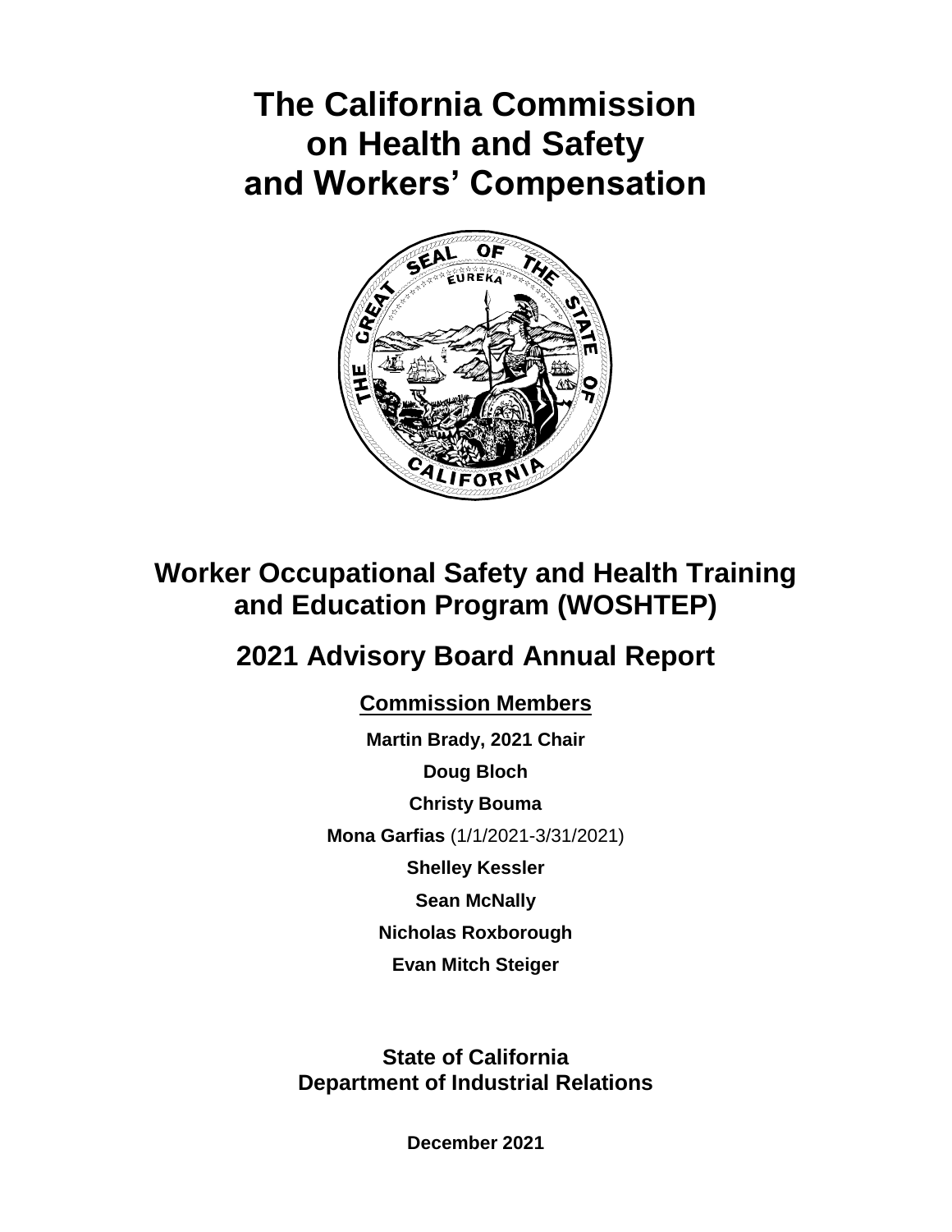# The California Commission on Health and Safety and Workers' Compensation

## Worker Occupational Safety and Health Training and Education Program (WOSHTEP)

## 2021 Advisory Board Annual Report

**Commission Members**

**Martin Brady, 2021 Chair**

**Doug Bloch**

**Christy Bouma**

**Mona Garfias** (1/1/2021-3/31/2021)

**Shelley Kessler**

**Sean McNally**

**Nicholas Roxborough**

**Evan Mitch Steiger**

**State of California**
**Department of Industrial Relations**

**December 2021**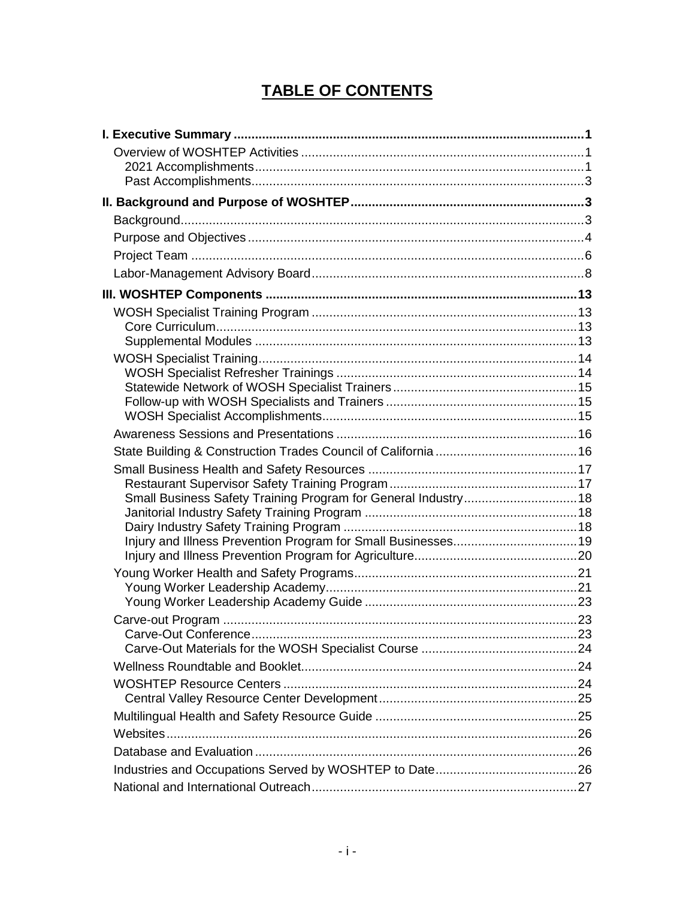# TABLE OF CONTENTS

**I. Executive Summary** .......... **1**
- Overview of WOSHTEP Activities .......... 1
  - 2021 Accomplishments .......... 1
  - Past Accomplishments .......... 3

**II. Background and Purpose of WOSHTEP** .......... **3**
- Background .......... 3
- Purpose and Objectives .......... 4
- Project Team .......... 6
- Labor-Management Advisory Board .......... 8

**III. WOSHTEP Components** .......... **13**
- WOSH Specialist Training Program .......... 13
  - Core Curriculum .......... 13
  - Supplemental Modules .......... 13
- WOSH Specialist Training .......... 14
  - WOSH Specialist Refresher Trainings .......... 14
  - Statewide Network of WOSH Specialist Trainers .......... 15
  - Follow-up with WOSH Specialists and Trainers .......... 15
  - WOSH Specialist Accomplishments .......... 15
- Awareness Sessions and Presentations .......... 16
- State Building & Construction Trades Council of California .......... 16
- Small Business Health and Safety Resources .......... 17
  - Restaurant Supervisor Safety Training Program .......... 17
  - Small Business Safety Training Program for General Industry .......... 18
  - Janitorial Industry Safety Training Program .......... 18
  - Dairy Industry Safety Training Program .......... 18
  - Injury and Illness Prevention Program for Small Businesses .......... 19
  - Injury and Illness Prevention Program for Agriculture .......... 20
- Young Worker Health and Safety Programs .......... 21
  - Young Worker Leadership Academy .......... 21
  - Young Worker Leadership Academy Guide .......... 23
- Carve-out Program .......... 23
  - Carve-Out Conference .......... 23
  - Carve-Out Materials for the WOSH Specialist Course .......... 24
- Wellness Roundtable and Booklet .......... 24
- WOSHTEP Resource Centers .......... 24
  - Central Valley Resource Center Development .......... 25
- Multilingual Health and Safety Resource Guide .......... 25
- Websites .......... 26
- Database and Evaluation .......... 26
- Industries and Occupations Served by WOSHTEP to Date .......... 26
- National and International Outreach .......... 27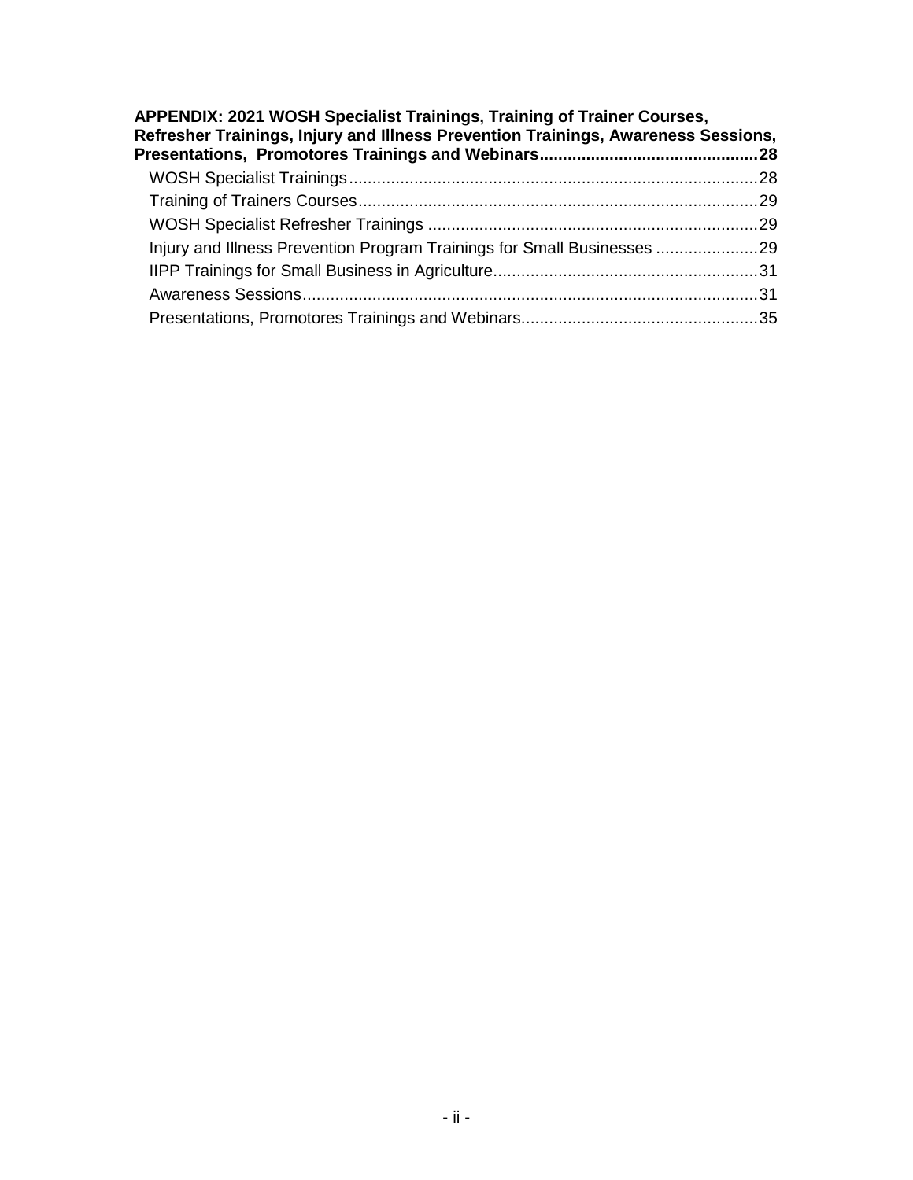**APPENDIX: 2021 WOSH Specialist Trainings, Training of Trainer Courses, Refresher Trainings, Injury and Illness Prevention Trainings, Awareness Sessions, Presentations, Promotores Trainings and Webinars..............................................28**

- WOSH Specialist Trainings.......................................................................................28
- Training of Trainers Courses.....................................................................................29
- WOSH Specialist Refresher Trainings ......................................................................29
- Injury and Illness Prevention Program Trainings for Small Businesses ......................29
- IIPP Trainings for Small Business in Agriculture.........................................................31
- Awareness Sessions.................................................................................................31
- Presentations, Promotores Trainings and Webinars..................................................35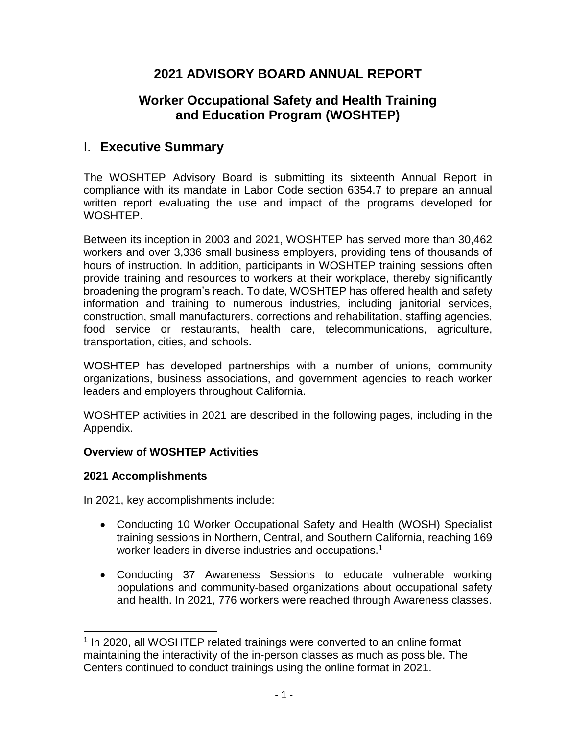# 2021 ADVISORY BOARD ANNUAL REPORT

## Worker Occupational Safety and Health Training and Education Program (WOSHTEP)

## I. Executive Summary

The WOSHTEP Advisory Board is submitting its sixteenth Annual Report in compliance with its mandate in Labor Code section 6354.7 to prepare an annual written report evaluating the use and impact of the programs developed for WOSHTEP.

Between its inception in 2003 and 2021, WOSHTEP has served more than 30,462 workers and over 3,336 small business employers, providing tens of thousands of hours of instruction. In addition, participants in WOSHTEP training sessions often provide training and resources to workers at their workplace, thereby significantly broadening the program's reach. To date, WOSHTEP has offered health and safety information and training to numerous industries, including janitorial services, construction, small manufacturers, corrections and rehabilitation, staffing agencies, food service or restaurants, health care, telecommunications, agriculture, transportation, cities, and schools**.**

WOSHTEP has developed partnerships with a number of unions, community organizations, business associations, and government agencies to reach worker leaders and employers throughout California.

WOSHTEP activities in 2021 are described in the following pages, including in the Appendix.

**Overview of WOSHTEP Activities**

**2021 Accomplishments**

In 2021, key accomplishments include:

- Conducting 10 Worker Occupational Safety and Health (WOSH) Specialist training sessions in Northern, Central, and Southern California, reaching 169 worker leaders in diverse industries and occupations.[1]
- Conducting 37 Awareness Sessions to educate vulnerable working populations and community-based organizations about occupational safety and health. In 2021, 776 workers were reached through Awareness classes.

[1] In 2020, all WOSHTEP related trainings were converted to an online format maintaining the interactivity of the in-person classes as much as possible. The Centers continued to conduct trainings using the online format in 2021.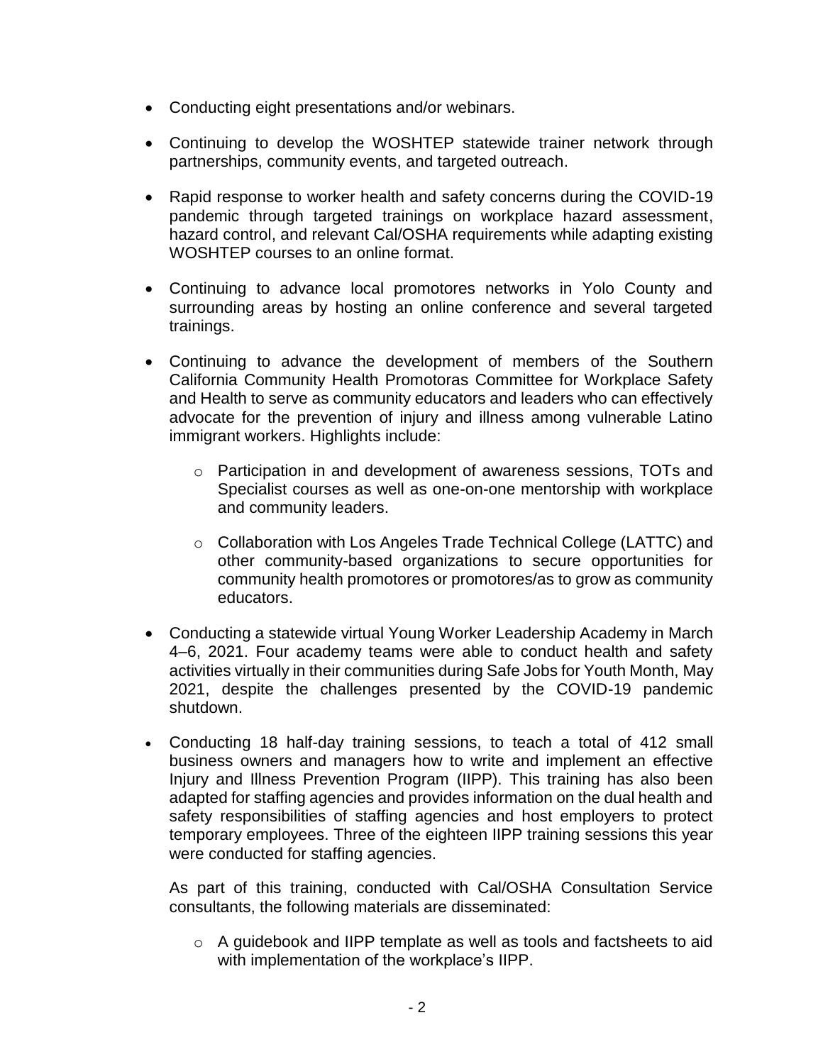- Conducting eight presentations and/or webinars.

- Continuing to develop the WOSHTEP statewide trainer network through partnerships, community events, and targeted outreach.

- Rapid response to worker health and safety concerns during the COVID-19 pandemic through targeted trainings on workplace hazard assessment, hazard control, and relevant Cal/OSHA requirements while adapting existing WOSHTEP courses to an online format.

- Continuing to advance local promotores networks in Yolo County and surrounding areas by hosting an online conference and several targeted trainings.

- Continuing to advance the development of members of the Southern California Community Health Promotoras Committee for Workplace Safety and Health to serve as community educators and leaders who can effectively advocate for the prevention of injury and illness among vulnerable Latino immigrant workers. Highlights include:

  - Participation in and development of awareness sessions, TOTs and Specialist courses as well as one-on-one mentorship with workplace and community leaders.

  - Collaboration with Los Angeles Trade Technical College (LATTC) and other community-based organizations to secure opportunities for community health promotores or promotores/as to grow as community educators.

- Conducting a statewide virtual Young Worker Leadership Academy in March 4–6, 2021. Four academy teams were able to conduct health and safety activities virtually in their communities during Safe Jobs for Youth Month, May 2021, despite the challenges presented by the COVID-19 pandemic shutdown.

- Conducting 18 half-day training sessions, to teach a total of 412 small business owners and managers how to write and implement an effective Injury and Illness Prevention Program (IIPP). This training has also been adapted for staffing agencies and provides information on the dual health and safety responsibilities of staffing agencies and host employers to protect temporary employees. Three of the eighteen IIPP training sessions this year were conducted for staffing agencies.

  As part of this training, conducted with Cal/OSHA Consultation Service consultants, the following materials are disseminated:

  - A guidebook and IIPP template as well as tools and factsheets to aid with implementation of the workplace's IIPP.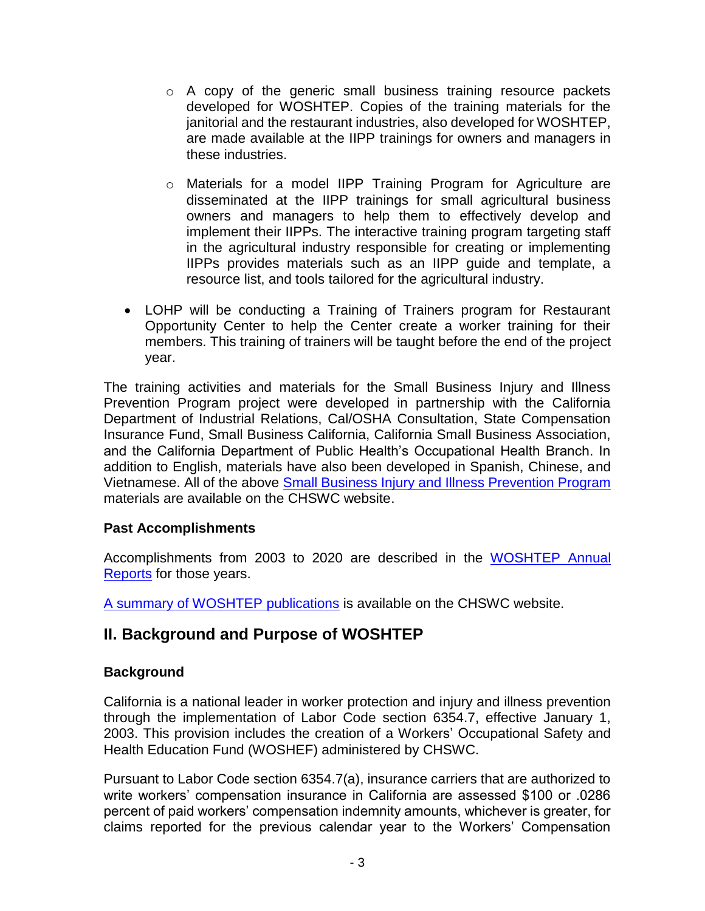- A copy of the generic small business training resource packets developed for WOSHTEP. Copies of the training materials for the janitorial and the restaurant industries, also developed for WOSHTEP, are made available at the IIPP trainings for owners and managers in these industries.
    - Materials for a model IIPP Training Program for Agriculture are disseminated at the IIPP trainings for small agricultural business owners and managers to help them to effectively develop and implement their IIPPs. The interactive training program targeting staff in the agricultural industry responsible for creating or implementing IIPPs provides materials such as an IIPP guide and template, a resource list, and tools tailored for the agricultural industry.

- LOHP will be conducting a Training of Trainers program for Restaurant Opportunity Center to help the Center create a worker training for their members. This training of trainers will be taught before the end of the project year.

The training activities and materials for the Small Business Injury and Illness Prevention Program project were developed in partnership with the California Department of Industrial Relations, Cal/OSHA Consultation, State Compensation Insurance Fund, Small Business California, California Small Business Association, and the California Department of Public Health's Occupational Health Branch. In addition to English, materials have also been developed in Spanish, Chinese, and Vietnamese. All of the above Small Business Injury and Illness Prevention Program materials are available on the CHSWC website.

**Past Accomplishments**

Accomplishments from 2003 to 2020 are described in the WOSHTEP Annual Reports for those years.

A summary of WOSHTEP publications is available on the CHSWC website.

## II. Background and Purpose of WOSHTEP

**Background**

California is a national leader in worker protection and injury and illness prevention through the implementation of Labor Code section 6354.7, effective January 1, 2003. This provision includes the creation of a Workers' Occupational Safety and Health Education Fund (WOSHEF) administered by CHSWC.

Pursuant to Labor Code section 6354.7(a), insurance carriers that are authorized to write workers' compensation insurance in California are assessed $100 or .0286 percent of paid workers' compensation indemnity amounts, whichever is greater, for claims reported for the previous calendar year to the Workers' Compensation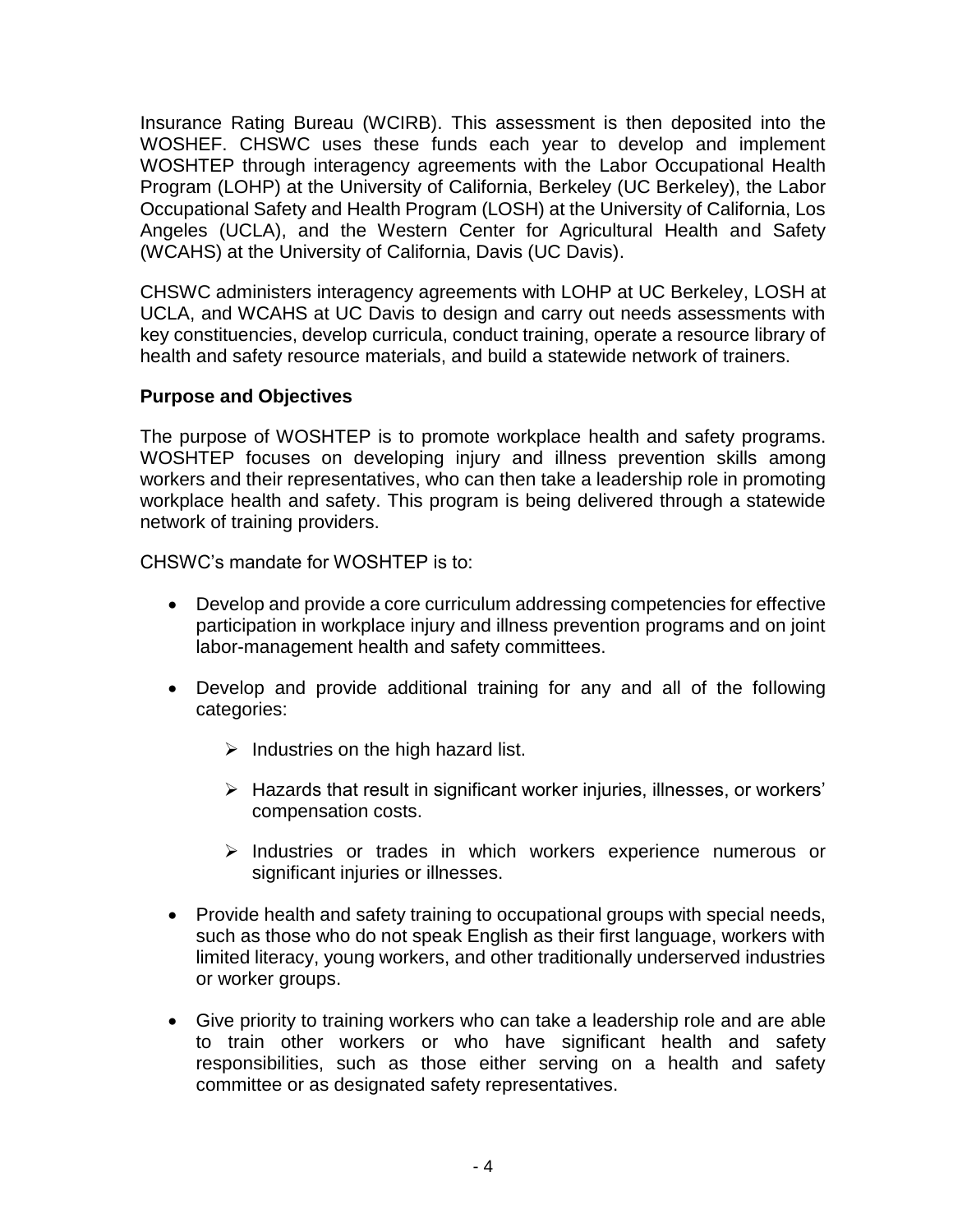Insurance Rating Bureau (WCIRB). This assessment is then deposited into the WOSHEF. CHSWC uses these funds each year to develop and implement WOSHTEP through interagency agreements with the Labor Occupational Health Program (LOHP) at the University of California, Berkeley (UC Berkeley), the Labor Occupational Safety and Health Program (LOSH) at the University of California, Los Angeles (UCLA), and the Western Center for Agricultural Health and Safety (WCAHS) at the University of California, Davis (UC Davis).

CHSWC administers interagency agreements with LOHP at UC Berkeley, LOSH at UCLA, and WCAHS at UC Davis to design and carry out needs assessments with key constituencies, develop curricula, conduct training, operate a resource library of health and safety resource materials, and build a statewide network of trainers.

**Purpose and Objectives**

The purpose of WOSHTEP is to promote workplace health and safety programs. WOSHTEP focuses on developing injury and illness prevention skills among workers and their representatives, who can then take a leadership role in promoting workplace health and safety. This program is being delivered through a statewide network of training providers.

CHSWC's mandate for WOSHTEP is to:

- Develop and provide a core curriculum addressing competencies for effective participation in workplace injury and illness prevention programs and on joint labor-management health and safety committees.
- Develop and provide additional training for any and all of the following categories:
  - Industries on the high hazard list.
  - Hazards that result in significant worker injuries, illnesses, or workers' compensation costs.
  - Industries or trades in which workers experience numerous or significant injuries or illnesses.
- Provide health and safety training to occupational groups with special needs, such as those who do not speak English as their first language, workers with limited literacy, young workers, and other traditionally underserved industries or worker groups.
- Give priority to training workers who can take a leadership role and are able to train other workers or who have significant health and safety responsibilities, such as those either serving on a health and safety committee or as designated safety representatives.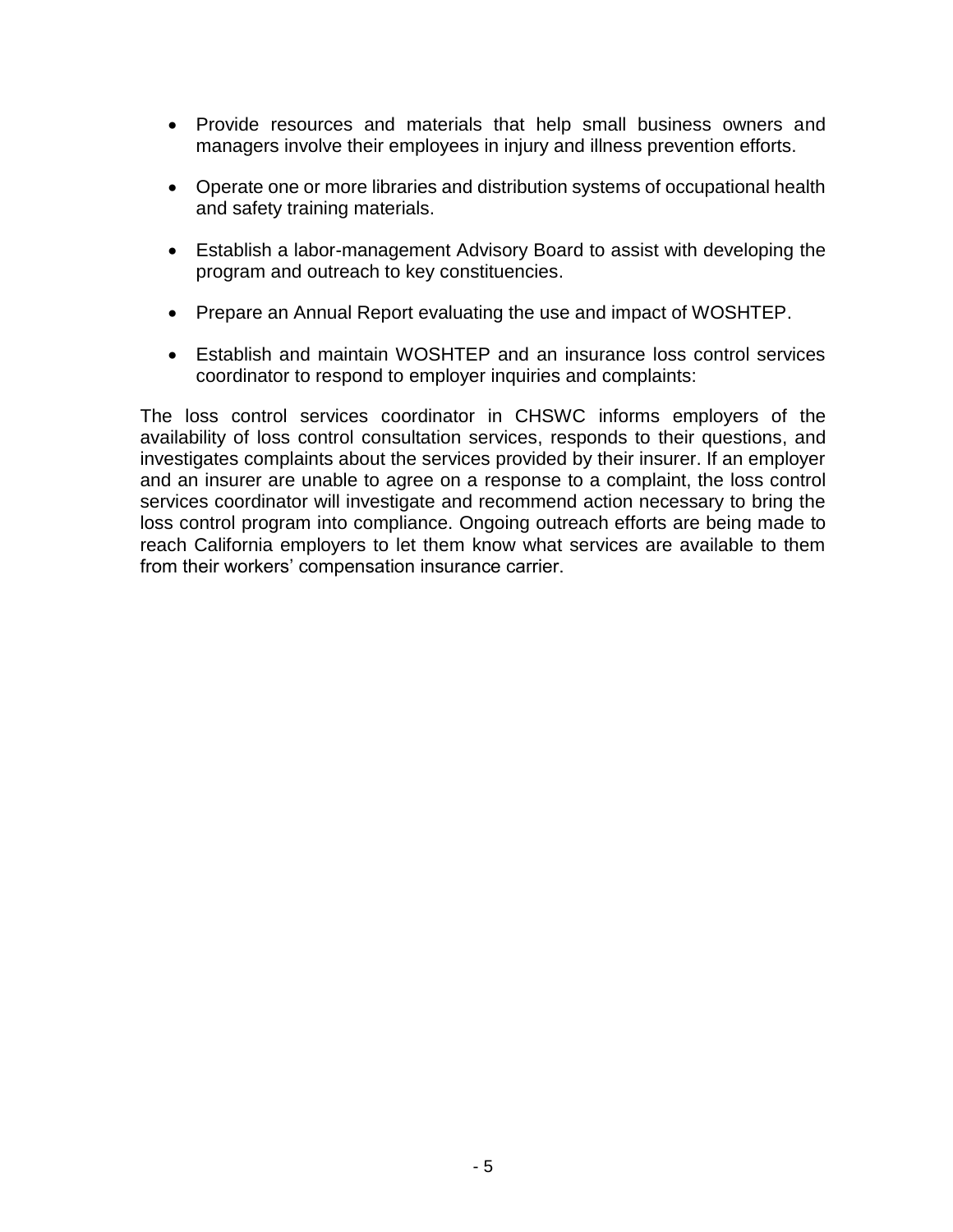- Provide resources and materials that help small business owners and managers involve their employees in injury and illness prevention efforts.

- Operate one or more libraries and distribution systems of occupational health and safety training materials.

- Establish a labor-management Advisory Board to assist with developing the program and outreach to key constituencies.

- Prepare an Annual Report evaluating the use and impact of WOSHTEP.

- Establish and maintain WOSHTEP and an insurance loss control services coordinator to respond to employer inquiries and complaints:

The loss control services coordinator in CHSWC informs employers of the availability of loss control consultation services, responds to their questions, and investigates complaints about the services provided by their insurer. If an employer and an insurer are unable to agree on a response to a complaint, the loss control services coordinator will investigate and recommend action necessary to bring the loss control program into compliance. Ongoing outreach efforts are being made to reach California employers to let them know what services are available to them from their workers' compensation insurance carrier.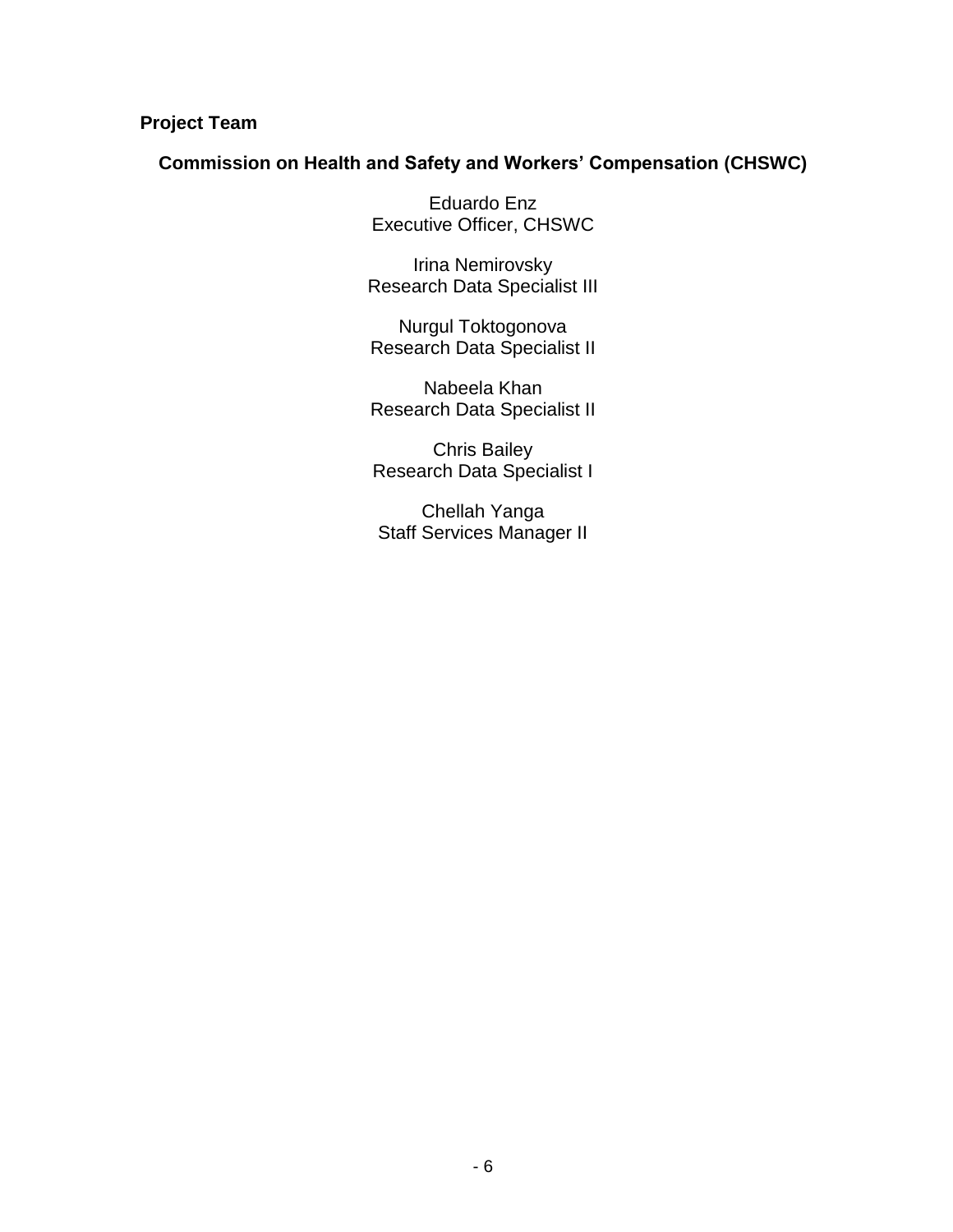**Project Team**

**Commission on Health and Safety and Workers' Compensation (CHSWC)**

Eduardo Enz
Executive Officer, CHSWC

Irina Nemirovsky
Research Data Specialist III

Nurgul Toktogonova
Research Data Specialist II

Nabeela Khan
Research Data Specialist II

Chris Bailey
Research Data Specialist I

Chellah Yanga
Staff Services Manager II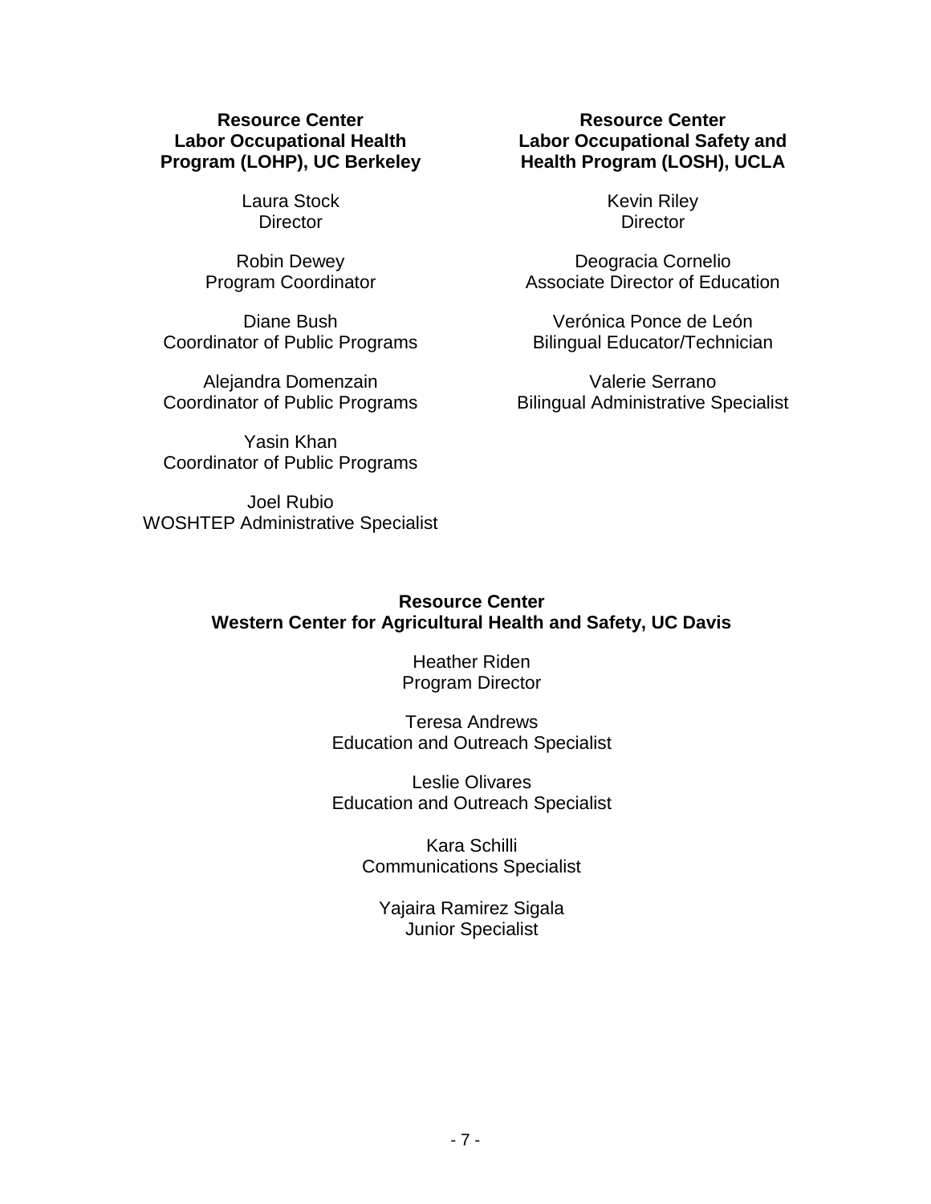**Resource Center**
**Labor Occupational Health Program (LOHP), UC Berkeley**

Laura Stock
Director

Robin Dewey
Program Coordinator

Diane Bush
Coordinator of Public Programs

Alejandra Domenzain
Coordinator of Public Programs

Yasin Khan
Coordinator of Public Programs

Joel Rubio
WOSHTEP Administrative Specialist

**Resource Center**
**Labor Occupational Safety and Health Program (LOSH), UCLA**

Kevin Riley
Director

Deogracia Cornelio
Associate Director of Education

Verónica Ponce de León
Bilingual Educator/Technician

Valerie Serrano
Bilingual Administrative Specialist

**Resource Center**
**Western Center for Agricultural Health and Safety, UC Davis**

Heather Riden
Program Director

Teresa Andrews
Education and Outreach Specialist

Leslie Olivares
Education and Outreach Specialist

Kara Schilli
Communications Specialist

Yajaira Ramirez Sigala
Junior Specialist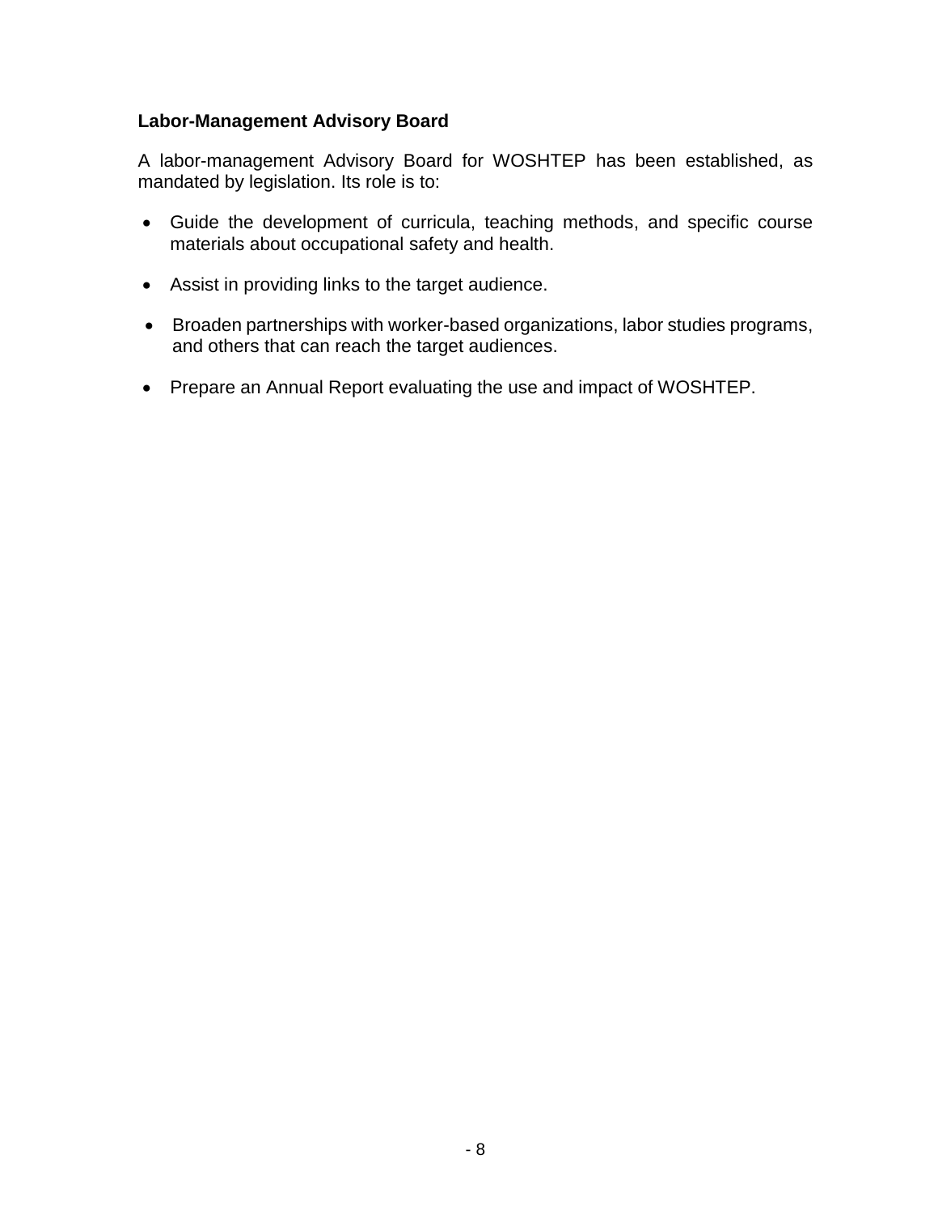**Labor-Management Advisory Board**

A labor-management Advisory Board for WOSHTEP has been established, as mandated by legislation. Its role is to:

- Guide the development of curricula, teaching methods, and specific course materials about occupational safety and health.
- Assist in providing links to the target audience.
- Broaden partnerships with worker-based organizations, labor studies programs, and others that can reach the target audiences.
- Prepare an Annual Report evaluating the use and impact of WOSHTEP.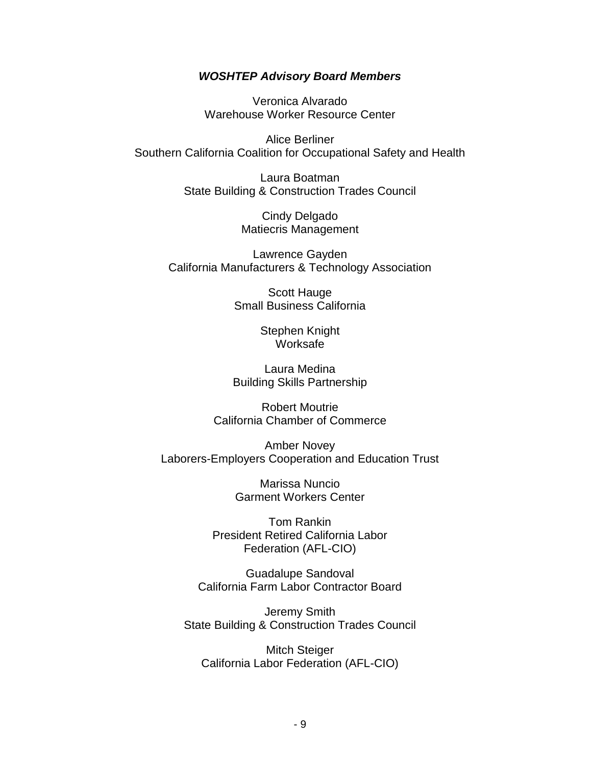***WOSHTEP Advisory Board Members***

Veronica Alvarado
Warehouse Worker Resource Center

Alice Berliner
Southern California Coalition for Occupational Safety and Health

Laura Boatman
State Building & Construction Trades Council

Cindy Delgado
Matiecris Management

Lawrence Gayden
California Manufacturers & Technology Association

Scott Hauge
Small Business California

Stephen Knight
Worksafe

Laura Medina
Building Skills Partnership

Robert Moutrie
California Chamber of Commerce

Amber Novey
Laborers-Employers Cooperation and Education Trust

Marissa Nuncio
Garment Workers Center

Tom Rankin
President Retired California Labor
Federation (AFL-CIO)

Guadalupe Sandoval
California Farm Labor Contractor Board

Jeremy Smith
State Building & Construction Trades Council

Mitch Steiger
California Labor Federation (AFL-CIO)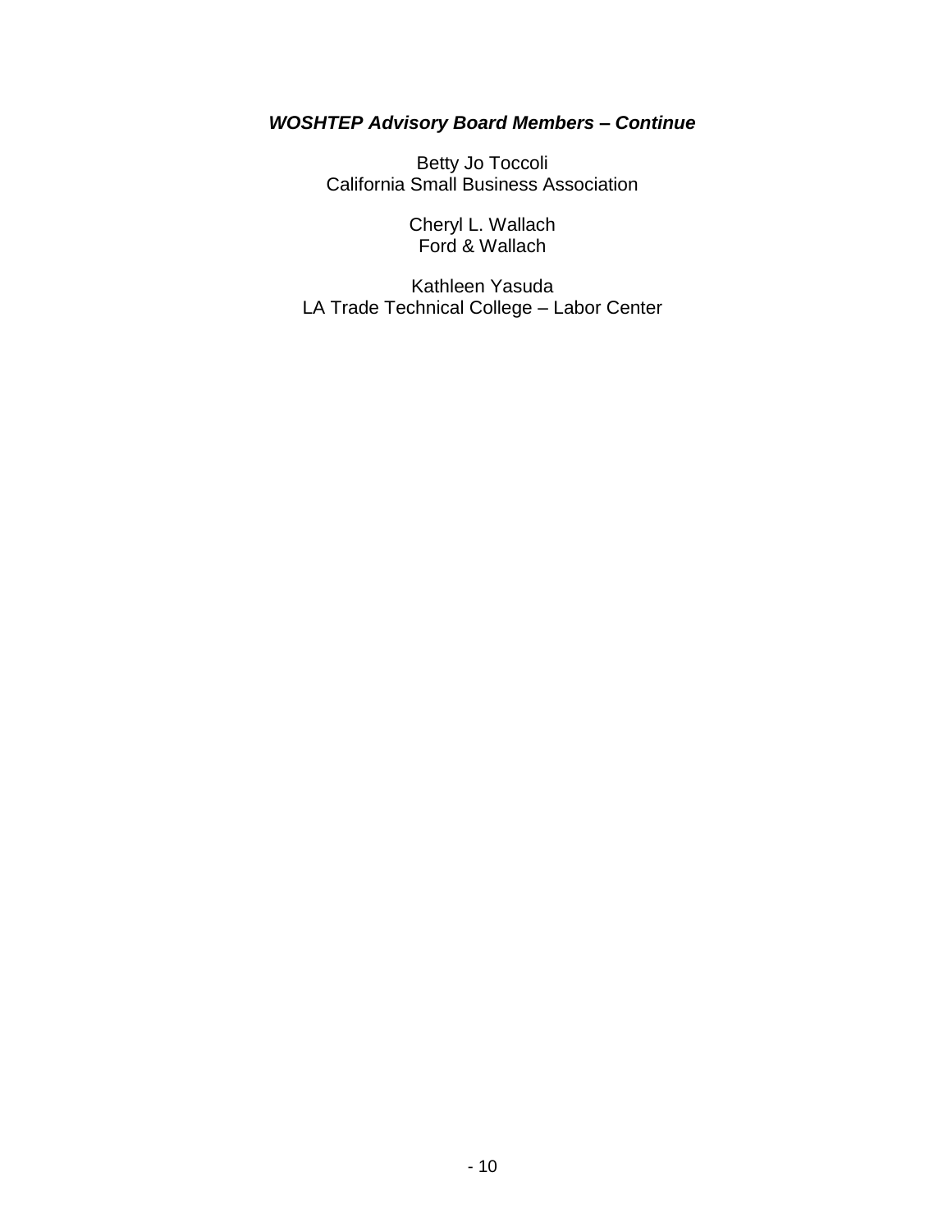***WOSHTEP Advisory Board Members – Continue***

Betty Jo Toccoli
California Small Business Association

Cheryl L. Wallach
Ford & Wallach

Kathleen Yasuda
LA Trade Technical College – Labor Center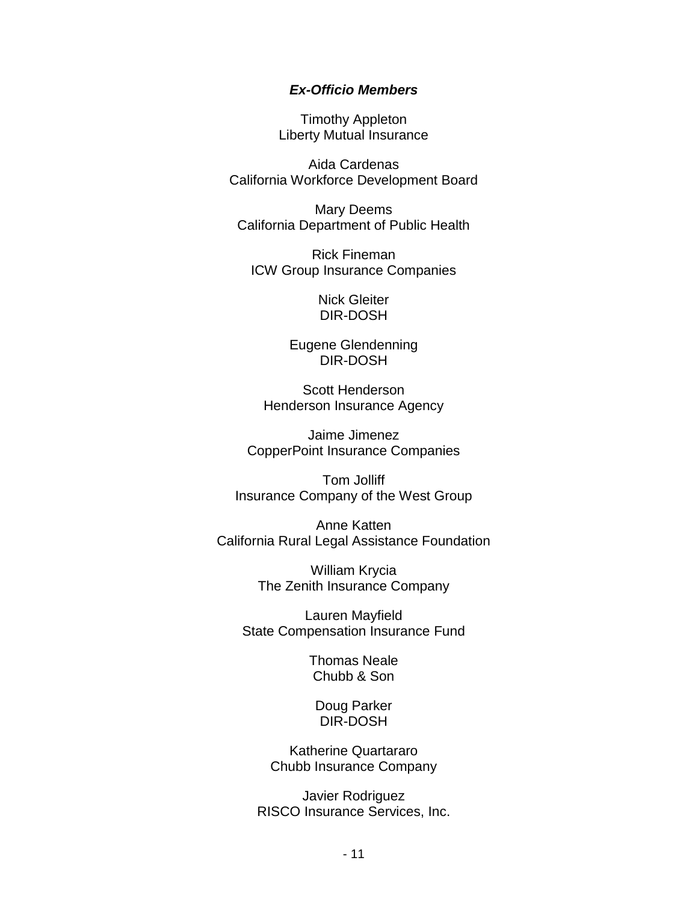***Ex-Officio Members***

Timothy Appleton
Liberty Mutual Insurance

Aida Cardenas
California Workforce Development Board

Mary Deems
California Department of Public Health

Rick Fineman
ICW Group Insurance Companies

Nick Gleiter
DIR-DOSH

Eugene Glendenning
DIR-DOSH

Scott Henderson
Henderson Insurance Agency

Jaime Jimenez
CopperPoint Insurance Companies

Tom Jolliff
Insurance Company of the West Group

Anne Katten
California Rural Legal Assistance Foundation

William Krycia
The Zenith Insurance Company

Lauren Mayfield
State Compensation Insurance Fund

Thomas Neale
Chubb & Son

Doug Parker
DIR-DOSH

Katherine Quartararo
Chubb Insurance Company

Javier Rodriguez
RISCO Insurance Services, Inc.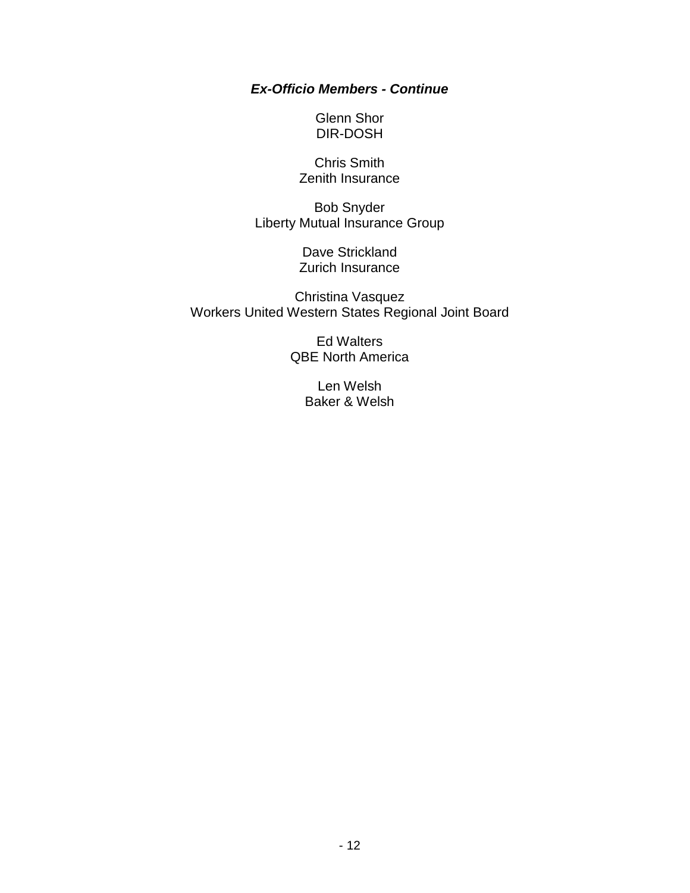***Ex-Officio Members - Continue***

Glenn Shor
DIR-DOSH

Chris Smith
Zenith Insurance

Bob Snyder
Liberty Mutual Insurance Group

Dave Strickland
Zurich Insurance

Christina Vasquez
Workers United Western States Regional Joint Board

Ed Walters
QBE North America

Len Welsh
Baker & Welsh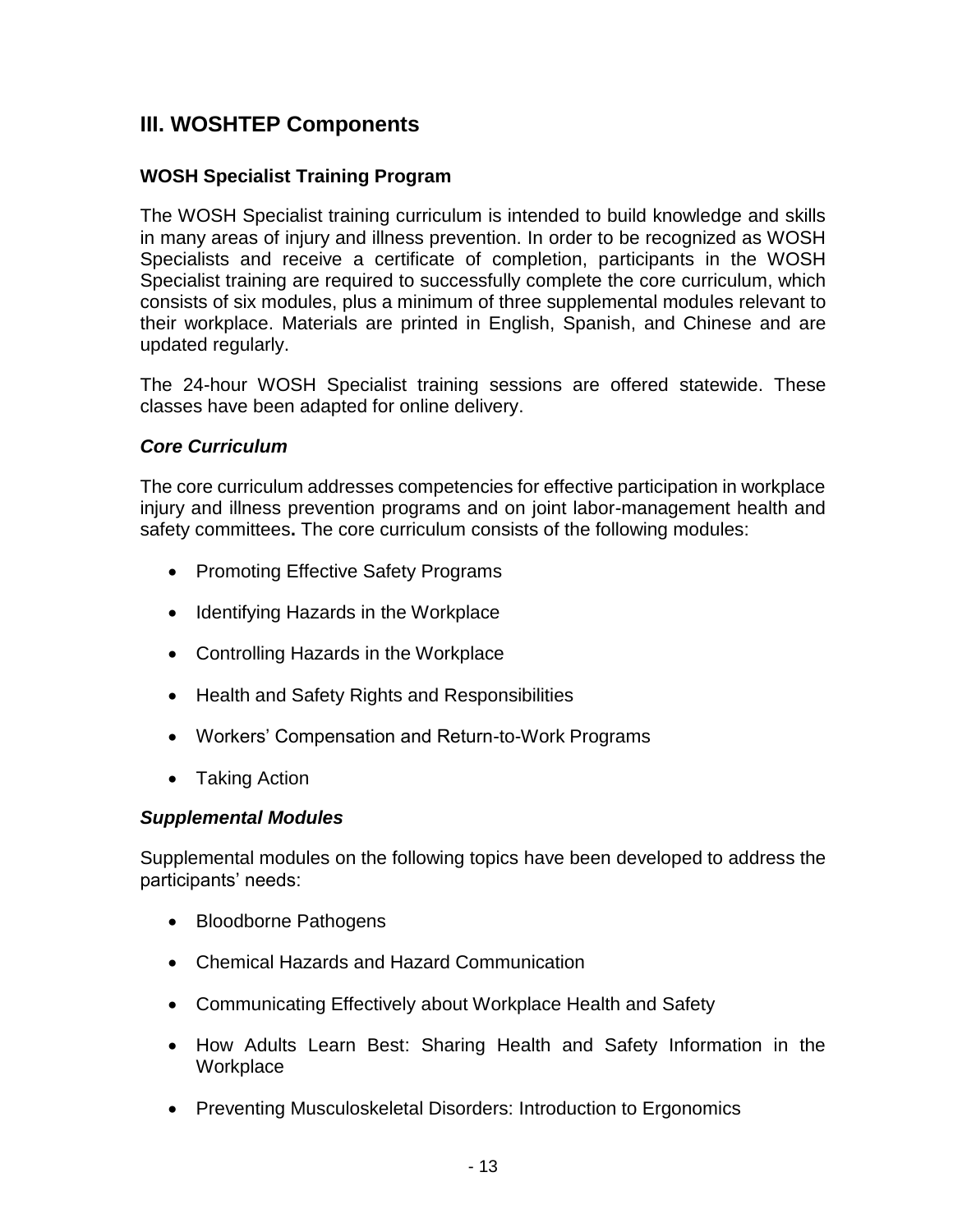## III. WOSHTEP Components

### WOSH Specialist Training Program

The WOSH Specialist training curriculum is intended to build knowledge and skills in many areas of injury and illness prevention. In order to be recognized as WOSH Specialists and receive a certificate of completion, participants in the WOSH Specialist training are required to successfully complete the core curriculum, which consists of six modules, plus a minimum of three supplemental modules relevant to their workplace. Materials are printed in English, Spanish, and Chinese and are updated regularly.

The 24-hour WOSH Specialist training sessions are offered statewide. These classes have been adapted for online delivery.

#### *Core Curriculum*

The core curriculum addresses competencies for effective participation in workplace injury and illness prevention programs and on joint labor-management health and safety committees**.** The core curriculum consists of the following modules:

- Promoting Effective Safety Programs
- Identifying Hazards in the Workplace
- Controlling Hazards in the Workplace
- Health and Safety Rights and Responsibilities
- Workers' Compensation and Return-to-Work Programs
- Taking Action

#### *Supplemental Modules*

Supplemental modules on the following topics have been developed to address the participants' needs:

- Bloodborne Pathogens
- Chemical Hazards and Hazard Communication
- Communicating Effectively about Workplace Health and Safety
- How Adults Learn Best: Sharing Health and Safety Information in the Workplace
- Preventing Musculoskeletal Disorders: Introduction to Ergonomics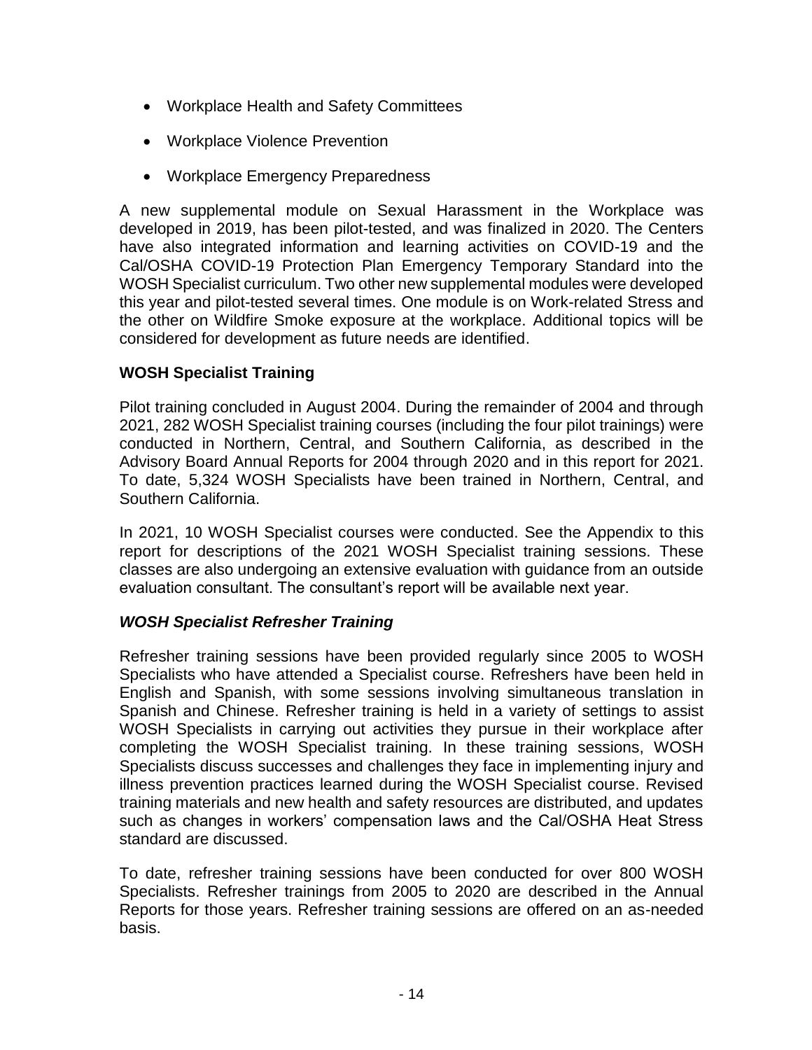- Workplace Health and Safety Committees
- Workplace Violence Prevention
- Workplace Emergency Preparedness

A new supplemental module on Sexual Harassment in the Workplace was developed in 2019, has been pilot-tested, and was finalized in 2020. The Centers have also integrated information and learning activities on COVID-19 and the Cal/OSHA COVID-19 Protection Plan Emergency Temporary Standard into the WOSH Specialist curriculum. Two other new supplemental modules were developed this year and pilot-tested several times. One module is on Work-related Stress and the other on Wildfire Smoke exposure at the workplace. Additional topics will be considered for development as future needs are identified.

**WOSH Specialist Training**

Pilot training concluded in August 2004. During the remainder of 2004 and through 2021, 282 WOSH Specialist training courses (including the four pilot trainings) were conducted in Northern, Central, and Southern California, as described in the Advisory Board Annual Reports for 2004 through 2020 and in this report for 2021. To date, 5,324 WOSH Specialists have been trained in Northern, Central, and Southern California.

In 2021, 10 WOSH Specialist courses were conducted. See the Appendix to this report for descriptions of the 2021 WOSH Specialist training sessions. These classes are also undergoing an extensive evaluation with guidance from an outside evaluation consultant. The consultant's report will be available next year.

***WOSH Specialist Refresher Training***

Refresher training sessions have been provided regularly since 2005 to WOSH Specialists who have attended a Specialist course. Refreshers have been held in English and Spanish, with some sessions involving simultaneous translation in Spanish and Chinese. Refresher training is held in a variety of settings to assist WOSH Specialists in carrying out activities they pursue in their workplace after completing the WOSH Specialist training. In these training sessions, WOSH Specialists discuss successes and challenges they face in implementing injury and illness prevention practices learned during the WOSH Specialist course. Revised training materials and new health and safety resources are distributed, and updates such as changes in workers' compensation laws and the Cal/OSHA Heat Stress standard are discussed.

To date, refresher training sessions have been conducted for over 800 WOSH Specialists. Refresher trainings from 2005 to 2020 are described in the Annual Reports for those years. Refresher training sessions are offered on an as-needed basis.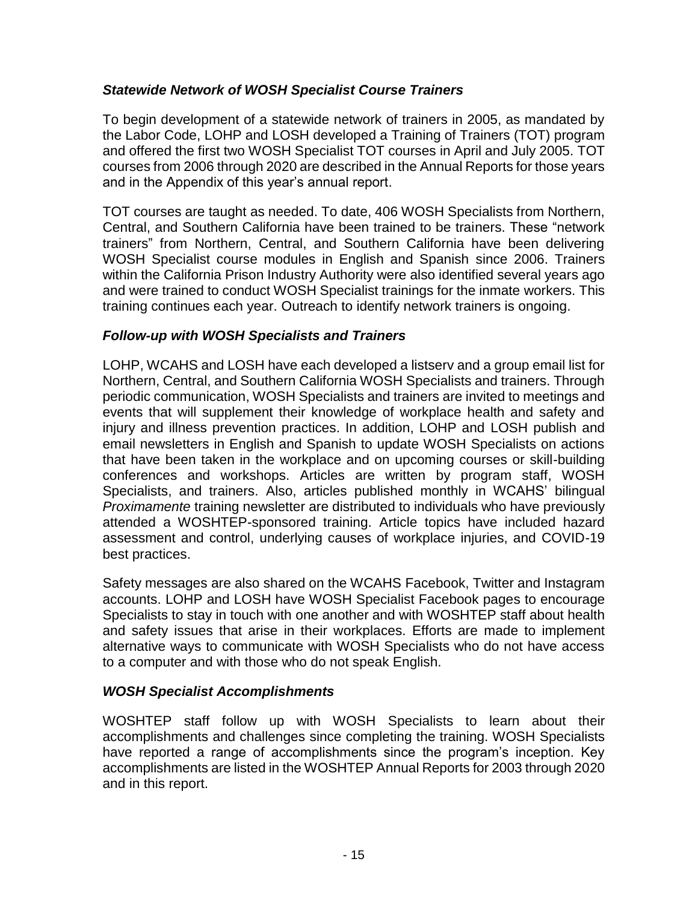### *Statewide Network of WOSH Specialist Course Trainers*

To begin development of a statewide network of trainers in 2005, as mandated by the Labor Code, LOHP and LOSH developed a Training of Trainers (TOT) program and offered the first two WOSH Specialist TOT courses in April and July 2005. TOT courses from 2006 through 2020 are described in the Annual Reports for those years and in the Appendix of this year's annual report.

TOT courses are taught as needed. To date, 406 WOSH Specialists from Northern, Central, and Southern California have been trained to be trainers. These "network trainers" from Northern, Central, and Southern California have been delivering WOSH Specialist course modules in English and Spanish since 2006. Trainers within the California Prison Industry Authority were also identified several years ago and were trained to conduct WOSH Specialist trainings for the inmate workers. This training continues each year. Outreach to identify network trainers is ongoing.

### *Follow-up with WOSH Specialists and Trainers*

LOHP, WCAHS and LOSH have each developed a listserv and a group email list for Northern, Central, and Southern California WOSH Specialists and trainers. Through periodic communication, WOSH Specialists and trainers are invited to meetings and events that will supplement their knowledge of workplace health and safety and injury and illness prevention practices. In addition, LOHP and LOSH publish and email newsletters in English and Spanish to update WOSH Specialists on actions that have been taken in the workplace and on upcoming courses or skill-building conferences and workshops. Articles are written by program staff, WOSH Specialists, and trainers. Also, articles published monthly in WCAHS' bilingual *Proximamente* training newsletter are distributed to individuals who have previously attended a WOSHTEP-sponsored training. Article topics have included hazard assessment and control, underlying causes of workplace injuries, and COVID-19 best practices.

Safety messages are also shared on the WCAHS Facebook, Twitter and Instagram accounts. LOHP and LOSH have WOSH Specialist Facebook pages to encourage Specialists to stay in touch with one another and with WOSHTEP staff about health and safety issues that arise in their workplaces. Efforts are made to implement alternative ways to communicate with WOSH Specialists who do not have access to a computer and with those who do not speak English.

### *WOSH Specialist Accomplishments*

WOSHTEP staff follow up with WOSH Specialists to learn about their accomplishments and challenges since completing the training. WOSH Specialists have reported a range of accomplishments since the program's inception. Key accomplishments are listed in the WOSHTEP Annual Reports for 2003 through 2020 and in this report.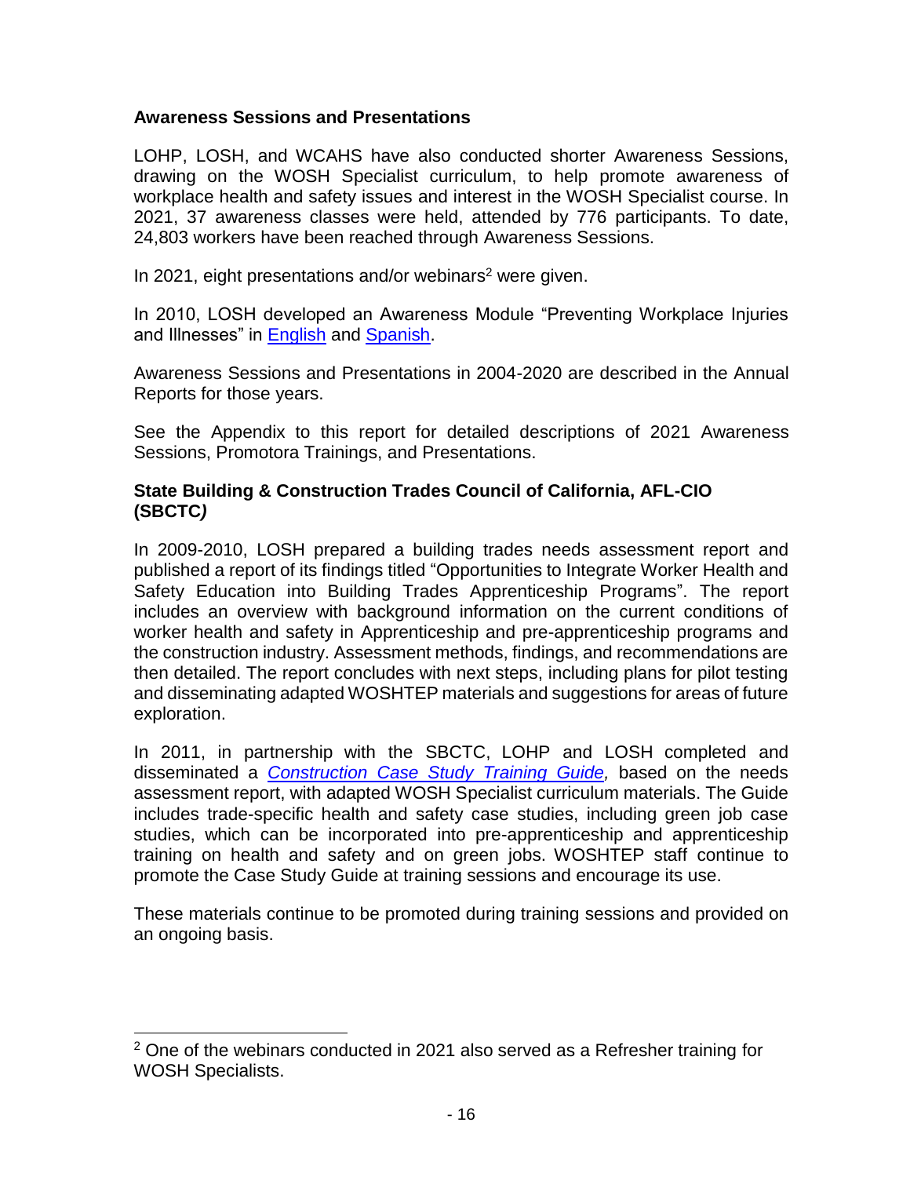**Awareness Sessions and Presentations**

LOHP, LOSH, and WCAHS have also conducted shorter Awareness Sessions, drawing on the WOSH Specialist curriculum, to help promote awareness of workplace health and safety issues and interest in the WOSH Specialist course. In 2021, 37 awareness classes were held, attended by 776 participants. To date, 24,803 workers have been reached through Awareness Sessions.

In 2021, eight presentations and/or webinars[2] were given.

In 2010, LOSH developed an Awareness Module "Preventing Workplace Injuries and Illnesses" in English and Spanish.

Awareness Sessions and Presentations in 2004-2020 are described in the Annual Reports for those years.

See the Appendix to this report for detailed descriptions of 2021 Awareness Sessions, Promotora Trainings, and Presentations.

**State Building & Construction Trades Council of California, AFL-CIO (SBCTC*)***

In 2009-2010, LOSH prepared a building trades needs assessment report and published a report of its findings titled "Opportunities to Integrate Worker Health and Safety Education into Building Trades Apprenticeship Programs". The report includes an overview with background information on the current conditions of worker health and safety in Apprenticeship and pre-apprenticeship programs and the construction industry. Assessment methods, findings, and recommendations are then detailed. The report concludes with next steps, including plans for pilot testing and disseminating adapted WOSHTEP materials and suggestions for areas of future exploration.

In 2011, in partnership with the SBCTC, LOHP and LOSH completed and disseminated a *Construction Case Study Training Guide,* based on the needs assessment report, with adapted WOSH Specialist curriculum materials. The Guide includes trade-specific health and safety case studies, including green job case studies, which can be incorporated into pre-apprenticeship and apprenticeship training on health and safety and on green jobs. WOSHTEP staff continue to promote the Case Study Guide at training sessions and encourage its use.

These materials continue to be promoted during training sessions and provided on an ongoing basis.

[2] One of the webinars conducted in 2021 also served as a Refresher training for WOSH Specialists.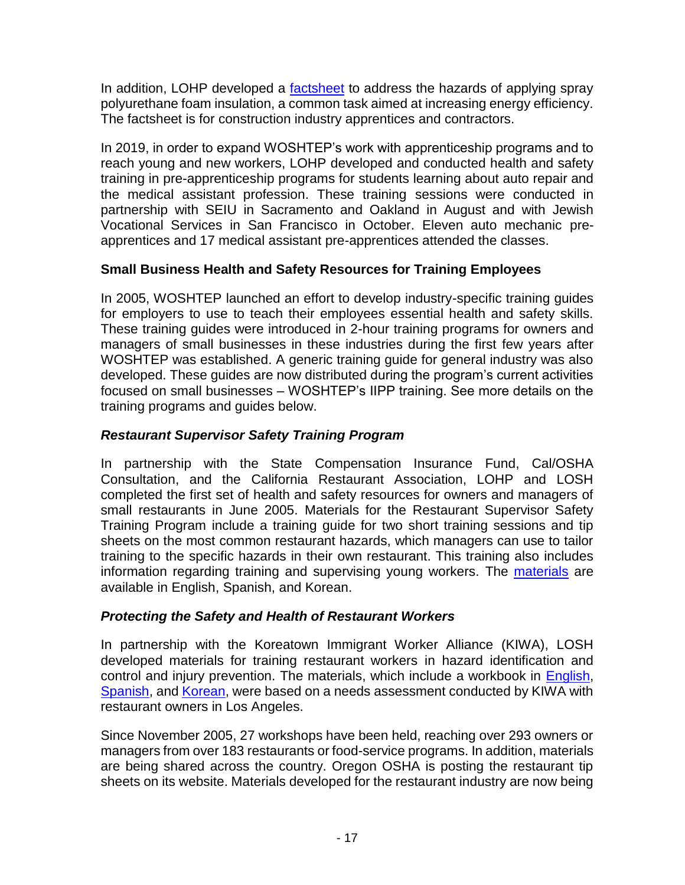In addition, LOHP developed a factsheet to address the hazards of applying spray polyurethane foam insulation, a common task aimed at increasing energy efficiency. The factsheet is for construction industry apprentices and contractors.

In 2019, in order to expand WOSHTEP's work with apprenticeship programs and to reach young and new workers, LOHP developed and conducted health and safety training in pre-apprenticeship programs for students learning about auto repair and the medical assistant profession. These training sessions were conducted in partnership with SEIU in Sacramento and Oakland in August and with Jewish Vocational Services in San Francisco in October. Eleven auto mechanic pre-apprentices and 17 medical assistant pre-apprentices attended the classes.

### Small Business Health and Safety Resources for Training Employees

In 2005, WOSHTEP launched an effort to develop industry-specific training guides for employers to use to teach their employees essential health and safety skills. These training guides were introduced in 2-hour training programs for owners and managers of small businesses in these industries during the first few years after WOSHTEP was established. A generic training guide for general industry was also developed. These guides are now distributed during the program's current activities focused on small businesses – WOSHTEP's IIPP training. See more details on the training programs and guides below.

#### *Restaurant Supervisor Safety Training Program*

In partnership with the State Compensation Insurance Fund, Cal/OSHA Consultation, and the California Restaurant Association, LOHP and LOSH completed the first set of health and safety resources for owners and managers of small restaurants in June 2005. Materials for the Restaurant Supervisor Safety Training Program include a training guide for two short training sessions and tip sheets on the most common restaurant hazards, which managers can use to tailor training to the specific hazards in their own restaurant. This training also includes information regarding training and supervising young workers. The materials are available in English, Spanish, and Korean.

#### *Protecting the Safety and Health of Restaurant Workers*

In partnership with the Koreatown Immigrant Worker Alliance (KIWA), LOSH developed materials for training restaurant workers in hazard identification and control and injury prevention. The materials, which include a workbook in English, Spanish, and Korean, were based on a needs assessment conducted by KIWA with restaurant owners in Los Angeles.

Since November 2005, 27 workshops have been held, reaching over 293 owners or managers from over 183 restaurants or food-service programs. In addition, materials are being shared across the country. Oregon OSHA is posting the restaurant tip sheets on its website. Materials developed for the restaurant industry are now being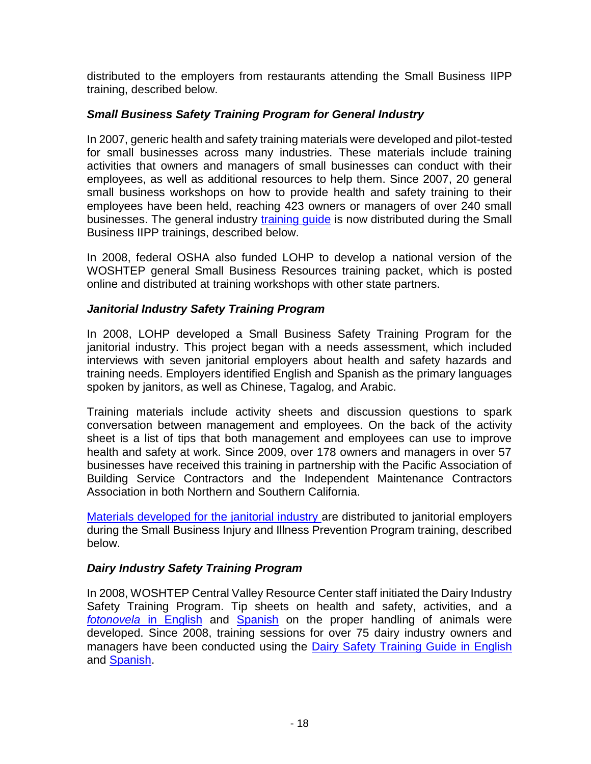distributed to the employers from restaurants attending the Small Business IIPP training, described below.

### *Small Business Safety Training Program for General Industry*

In 2007, generic health and safety training materials were developed and pilot-tested for small businesses across many industries. These materials include training activities that owners and managers of small businesses can conduct with their employees, as well as additional resources to help them. Since 2007, 20 general small business workshops on how to provide health and safety training to their employees have been held, reaching 423 owners or managers of over 240 small businesses. The general industry training guide is now distributed during the Small Business IIPP trainings, described below.

In 2008, federal OSHA also funded LOHP to develop a national version of the WOSHTEP general Small Business Resources training packet, which is posted online and distributed at training workshops with other state partners.

### *Janitorial Industry Safety Training Program*

In 2008, LOHP developed a Small Business Safety Training Program for the janitorial industry. This project began with a needs assessment, which included interviews with seven janitorial employers about health and safety hazards and training needs. Employers identified English and Spanish as the primary languages spoken by janitors, as well as Chinese, Tagalog, and Arabic.

Training materials include activity sheets and discussion questions to spark conversation between management and employees. On the back of the activity sheet is a list of tips that both management and employees can use to improve health and safety at work. Since 2009, over 178 owners and managers in over 57 businesses have received this training in partnership with the Pacific Association of Building Service Contractors and the Independent Maintenance Contractors Association in both Northern and Southern California.

Materials developed for the janitorial industry are distributed to janitorial employers during the Small Business Injury and Illness Prevention Program training, described below.

### *Dairy Industry Safety Training Program*

In 2008, WOSHTEP Central Valley Resource Center staff initiated the Dairy Industry Safety Training Program. Tip sheets on health and safety, activities, and a *fotonovela* in English and Spanish on the proper handling of animals were developed. Since 2008, training sessions for over 75 dairy industry owners and managers have been conducted using the Dairy Safety Training Guide in English and Spanish.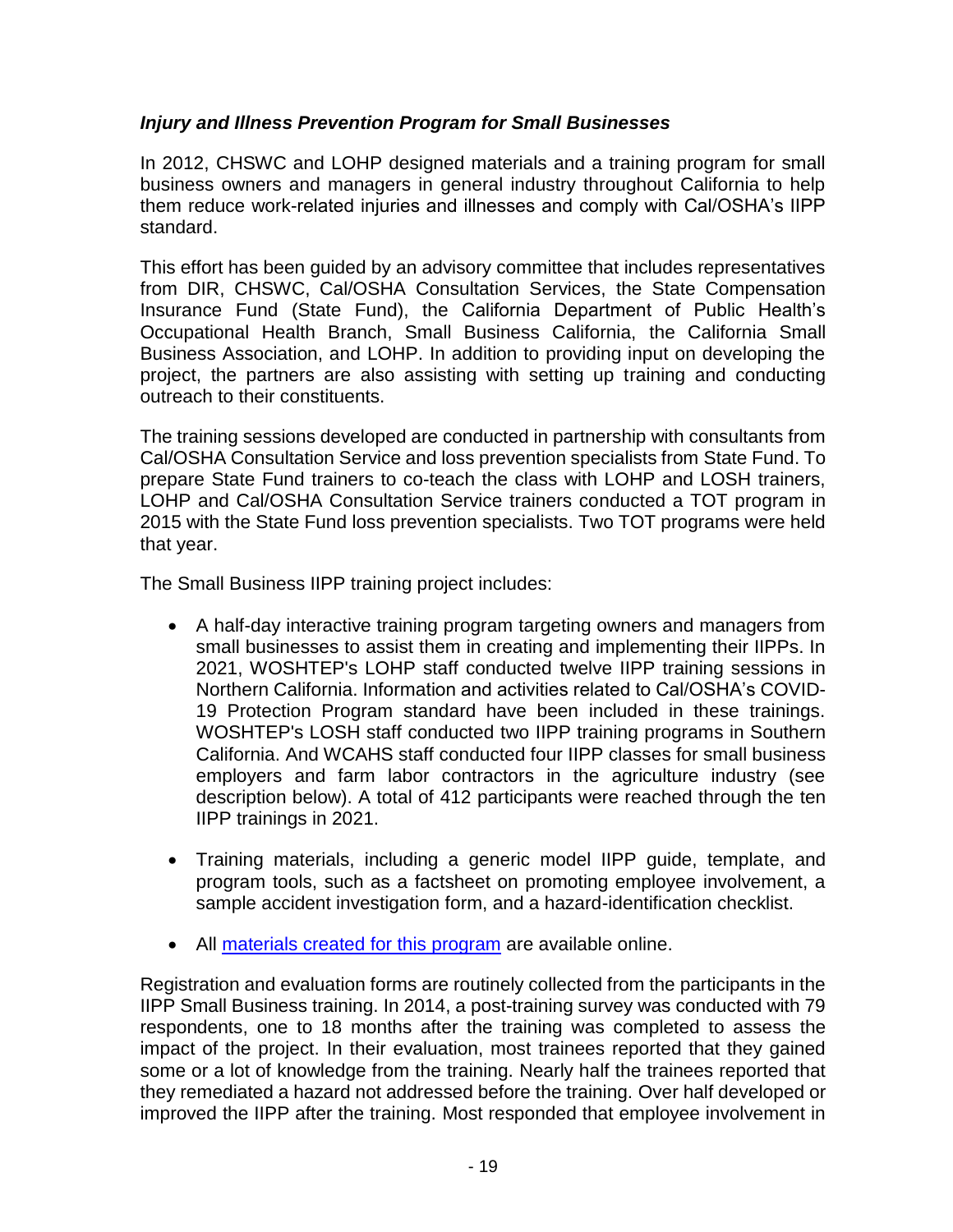### *Injury and Illness Prevention Program for Small Businesses*

In 2012, CHSWC and LOHP designed materials and a training program for small business owners and managers in general industry throughout California to help them reduce work-related injuries and illnesses and comply with Cal/OSHA's IIPP standard.

This effort has been guided by an advisory committee that includes representatives from DIR, CHSWC, Cal/OSHA Consultation Services, the State Compensation Insurance Fund (State Fund), the California Department of Public Health's Occupational Health Branch, Small Business California, the California Small Business Association, and LOHP. In addition to providing input on developing the project, the partners are also assisting with setting up training and conducting outreach to their constituents.

The training sessions developed are conducted in partnership with consultants from Cal/OSHA Consultation Service and loss prevention specialists from State Fund. To prepare State Fund trainers to co-teach the class with LOHP and LOSH trainers, LOHP and Cal/OSHA Consultation Service trainers conducted a TOT program in 2015 with the State Fund loss prevention specialists. Two TOT programs were held that year.

The Small Business IIPP training project includes:

- A half-day interactive training program targeting owners and managers from small businesses to assist them in creating and implementing their IIPPs. In 2021, WOSHTEP's LOHP staff conducted twelve IIPP training sessions in Northern California. Information and activities related to Cal/OSHA's COVID-19 Protection Program standard have been included in these trainings. WOSHTEP's LOSH staff conducted two IIPP training programs in Southern California. And WCAHS staff conducted four IIPP classes for small business employers and farm labor contractors in the agriculture industry (see description below). A total of 412 participants were reached through the ten IIPP trainings in 2021.
- Training materials, including a generic model IIPP guide, template, and program tools, such as a factsheet on promoting employee involvement, a sample accident investigation form, and a hazard-identification checklist.
- All [materials created for this program]() are available online.

Registration and evaluation forms are routinely collected from the participants in the IIPP Small Business training. In 2014, a post-training survey was conducted with 79 respondents, one to 18 months after the training was completed to assess the impact of the project. In their evaluation, most trainees reported that they gained some or a lot of knowledge from the training. Nearly half the trainees reported that they remediated a hazard not addressed before the training. Over half developed or improved the IIPP after the training. Most responded that employee involvement in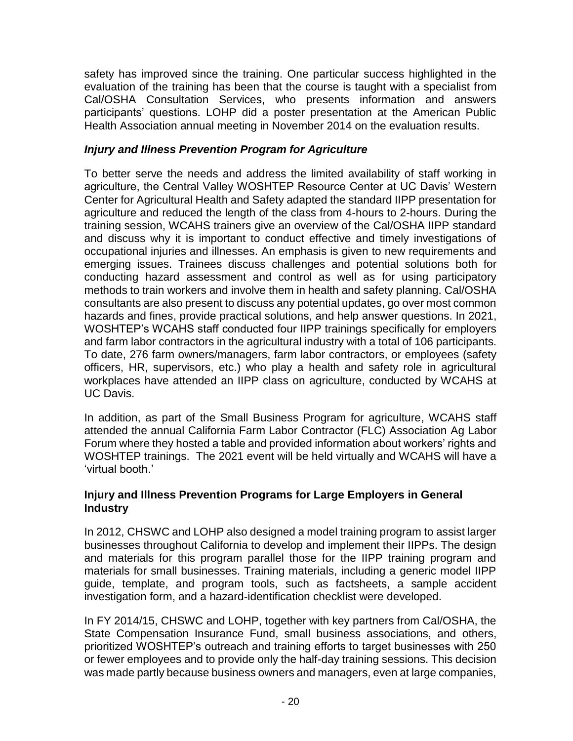safety has improved since the training. One particular success highlighted in the evaluation of the training has been that the course is taught with a specialist from Cal/OSHA Consultation Services, who presents information and answers participants' questions. LOHP did a poster presentation at the American Public Health Association annual meeting in November 2014 on the evaluation results.

### *Injury and Illness Prevention Program for Agriculture*

To better serve the needs and address the limited availability of staff working in agriculture, the Central Valley WOSHTEP Resource Center at UC Davis' Western Center for Agricultural Health and Safety adapted the standard IIPP presentation for agriculture and reduced the length of the class from 4-hours to 2-hours. During the training session, WCAHS trainers give an overview of the Cal/OSHA IIPP standard and discuss why it is important to conduct effective and timely investigations of occupational injuries and illnesses. An emphasis is given to new requirements and emerging issues. Trainees discuss challenges and potential solutions both for conducting hazard assessment and control as well as for using participatory methods to train workers and involve them in health and safety planning. Cal/OSHA consultants are also present to discuss any potential updates, go over most common hazards and fines, provide practical solutions, and help answer questions. In 2021, WOSHTEP's WCAHS staff conducted four IIPP trainings specifically for employers and farm labor contractors in the agricultural industry with a total of 106 participants. To date, 276 farm owners/managers, farm labor contractors, or employees (safety officers, HR, supervisors, etc.) who play a health and safety role in agricultural workplaces have attended an IIPP class on agriculture, conducted by WCAHS at UC Davis.

In addition, as part of the Small Business Program for agriculture, WCAHS staff attended the annual California Farm Labor Contractor (FLC) Association Ag Labor Forum where they hosted a table and provided information about workers' rights and WOSHTEP trainings. The 2021 event will be held virtually and WCAHS will have a 'virtual booth.'

### **Injury and Illness Prevention Programs for Large Employers in General Industry**

In 2012, CHSWC and LOHP also designed a model training program to assist larger businesses throughout California to develop and implement their IIPPs. The design and materials for this program parallel those for the IIPP training program and materials for small businesses. Training materials, including a generic model IIPP guide, template, and program tools, such as factsheets, a sample accident investigation form, and a hazard-identification checklist were developed.

In FY 2014/15, CHSWC and LOHP, together with key partners from Cal/OSHA, the State Compensation Insurance Fund, small business associations, and others, prioritized WOSHTEP's outreach and training efforts to target businesses with 250 or fewer employees and to provide only the half-day training sessions. This decision was made partly because business owners and managers, even at large companies,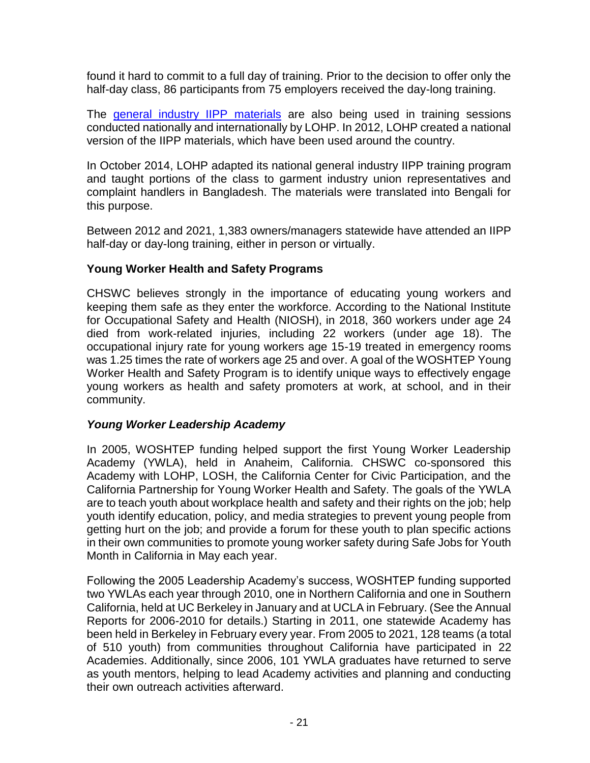found it hard to commit to a full day of training. Prior to the decision to offer only the half-day class, 86 participants from 75 employers received the day-long training.

The general industry IIPP materials are also being used in training sessions conducted nationally and internationally by LOHP. In 2012, LOHP created a national version of the IIPP materials, which have been used around the country.

In October 2014, LOHP adapted its national general industry IIPP training program and taught portions of the class to garment industry union representatives and complaint handlers in Bangladesh. The materials were translated into Bengali for this purpose.

Between 2012 and 2021, 1,383 owners/managers statewide have attended an IIPP half-day or day-long training, either in person or virtually.

### Young Worker Health and Safety Programs

CHSWC believes strongly in the importance of educating young workers and keeping them safe as they enter the workforce. According to the National Institute for Occupational Safety and Health (NIOSH), in 2018, 360 workers under age 24 died from work-related injuries, including 22 workers (under age 18). The occupational injury rate for young workers age 15-19 treated in emergency rooms was 1.25 times the rate of workers age 25 and over. A goal of the WOSHTEP Young Worker Health and Safety Program is to identify unique ways to effectively engage young workers as health and safety promoters at work, at school, and in their community.

#### *Young Worker Leadership Academy*

In 2005, WOSHTEP funding helped support the first Young Worker Leadership Academy (YWLA), held in Anaheim, California. CHSWC co-sponsored this Academy with LOHP, LOSH, the California Center for Civic Participation, and the California Partnership for Young Worker Health and Safety. The goals of the YWLA are to teach youth about workplace health and safety and their rights on the job; help youth identify education, policy, and media strategies to prevent young people from getting hurt on the job; and provide a forum for these youth to plan specific actions in their own communities to promote young worker safety during Safe Jobs for Youth Month in California in May each year.

Following the 2005 Leadership Academy's success, WOSHTEP funding supported two YWLAs each year through 2010, one in Northern California and one in Southern California, held at UC Berkeley in January and at UCLA in February. (See the Annual Reports for 2006-2010 for details.) Starting in 2011, one statewide Academy has been held in Berkeley in February every year. From 2005 to 2021, 128 teams (a total of 510 youth) from communities throughout California have participated in 22 Academies. Additionally, since 2006, 101 YWLA graduates have returned to serve as youth mentors, helping to lead Academy activities and planning and conducting their own outreach activities afterward.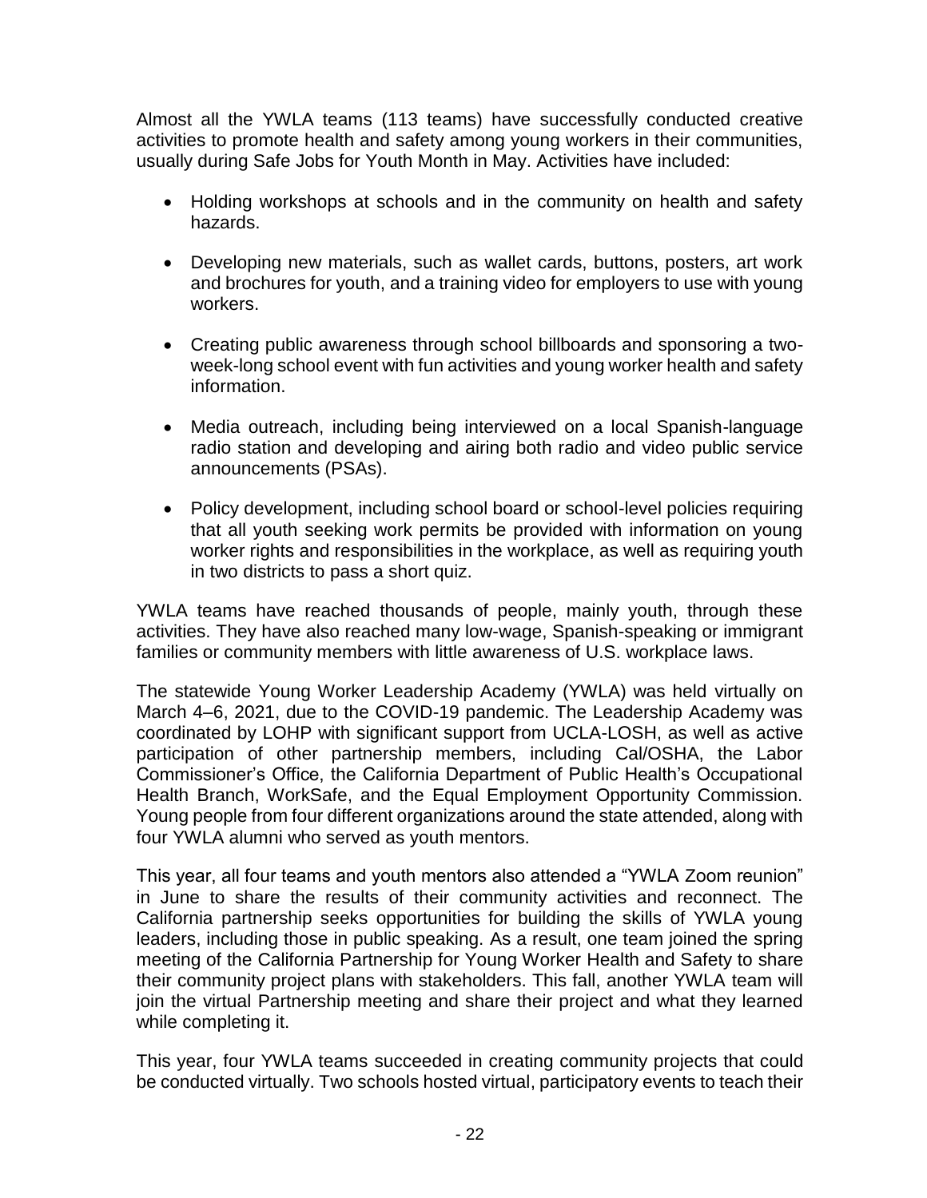Almost all the YWLA teams (113 teams) have successfully conducted creative activities to promote health and safety among young workers in their communities, usually during Safe Jobs for Youth Month in May. Activities have included:

- Holding workshops at schools and in the community on health and safety hazards.
- Developing new materials, such as wallet cards, buttons, posters, art work and brochures for youth, and a training video for employers to use with young workers.
- Creating public awareness through school billboards and sponsoring a two-week-long school event with fun activities and young worker health and safety information.
- Media outreach, including being interviewed on a local Spanish-language radio station and developing and airing both radio and video public service announcements (PSAs).
- Policy development, including school board or school-level policies requiring that all youth seeking work permits be provided with information on young worker rights and responsibilities in the workplace, as well as requiring youth in two districts to pass a short quiz.

YWLA teams have reached thousands of people, mainly youth, through these activities. They have also reached many low-wage, Spanish-speaking or immigrant families or community members with little awareness of U.S. workplace laws.

The statewide Young Worker Leadership Academy (YWLA) was held virtually on March 4–6, 2021, due to the COVID-19 pandemic. The Leadership Academy was coordinated by LOHP with significant support from UCLA-LOSH, as well as active participation of other partnership members, including Cal/OSHA, the Labor Commissioner's Office, the California Department of Public Health's Occupational Health Branch, WorkSafe, and the Equal Employment Opportunity Commission. Young people from four different organizations around the state attended, along with four YWLA alumni who served as youth mentors.

This year, all four teams and youth mentors also attended a "YWLA Zoom reunion" in June to share the results of their community activities and reconnect. The California partnership seeks opportunities for building the skills of YWLA young leaders, including those in public speaking. As a result, one team joined the spring meeting of the California Partnership for Young Worker Health and Safety to share their community project plans with stakeholders. This fall, another YWLA team will join the virtual Partnership meeting and share their project and what they learned while completing it.

This year, four YWLA teams succeeded in creating community projects that could be conducted virtually. Two schools hosted virtual, participatory events to teach their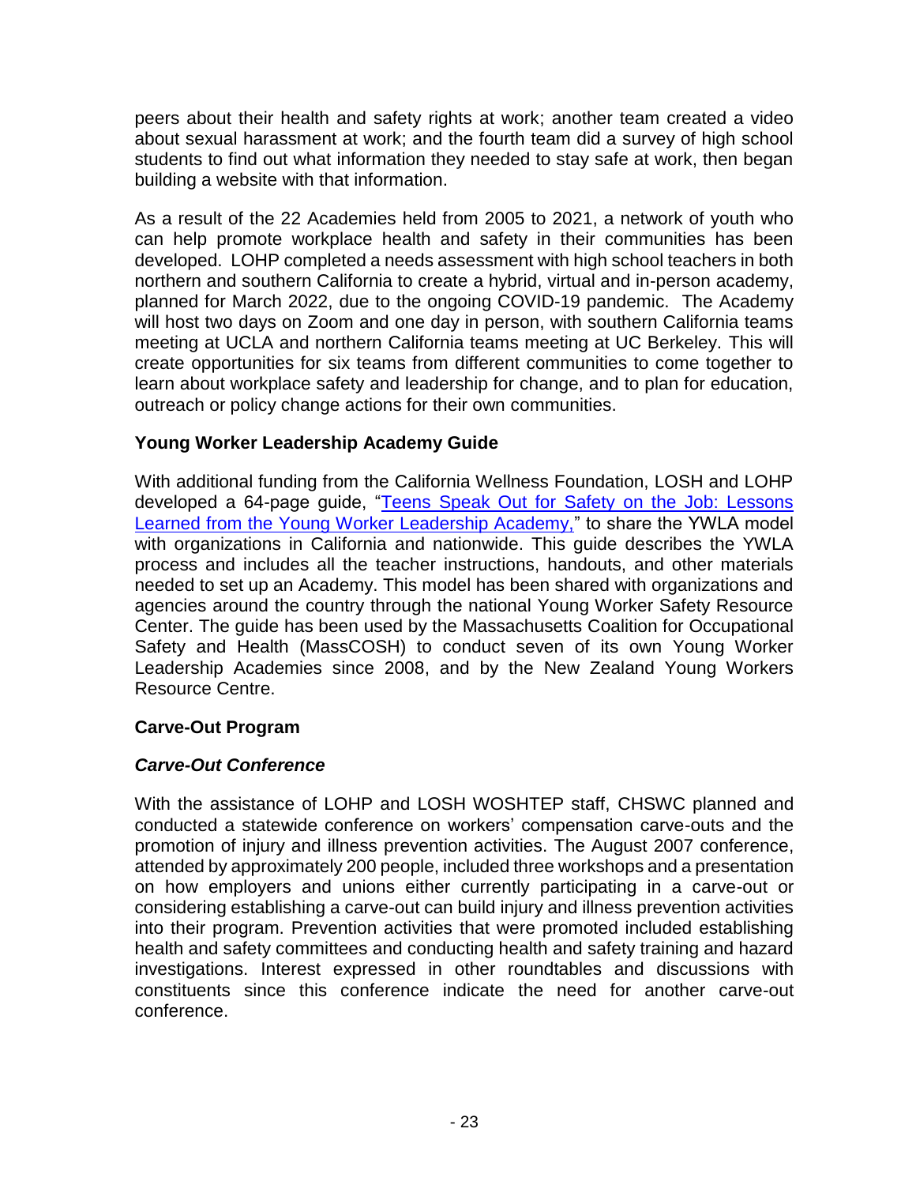peers about their health and safety rights at work; another team created a video about sexual harassment at work; and the fourth team did a survey of high school students to find out what information they needed to stay safe at work, then began building a website with that information.

As a result of the 22 Academies held from 2005 to 2021, a network of youth who can help promote workplace health and safety in their communities has been developed. LOHP completed a needs assessment with high school teachers in both northern and southern California to create a hybrid, virtual and in-person academy, planned for March 2022, due to the ongoing COVID-19 pandemic. The Academy will host two days on Zoom and one day in person, with southern California teams meeting at UCLA and northern California teams meeting at UC Berkeley. This will create opportunities for six teams from different communities to come together to learn about workplace safety and leadership for change, and to plan for education, outreach or policy change actions for their own communities.

### Young Worker Leadership Academy Guide

With additional funding from the California Wellness Foundation, LOSH and LOHP developed a 64-page guide, "Teens Speak Out for Safety on the Job: Lessons Learned from the Young Worker Leadership Academy," to share the YWLA model with organizations in California and nationwide. This guide describes the YWLA process and includes all the teacher instructions, handouts, and other materials needed to set up an Academy. This model has been shared with organizations and agencies around the country through the national Young Worker Safety Resource Center. The guide has been used by the Massachusetts Coalition for Occupational Safety and Health (MassCOSH) to conduct seven of its own Young Worker Leadership Academies since 2008, and by the New Zealand Young Workers Resource Centre.

### Carve-Out Program

#### *Carve-Out Conference*

With the assistance of LOHP and LOSH WOSHTEP staff, CHSWC planned and conducted a statewide conference on workers' compensation carve-outs and the promotion of injury and illness prevention activities. The August 2007 conference, attended by approximately 200 people, included three workshops and a presentation on how employers and unions either currently participating in a carve-out or considering establishing a carve-out can build injury and illness prevention activities into their program. Prevention activities that were promoted included establishing health and safety committees and conducting health and safety training and hazard investigations. Interest expressed in other roundtables and discussions with constituents since this conference indicate the need for another carve-out conference.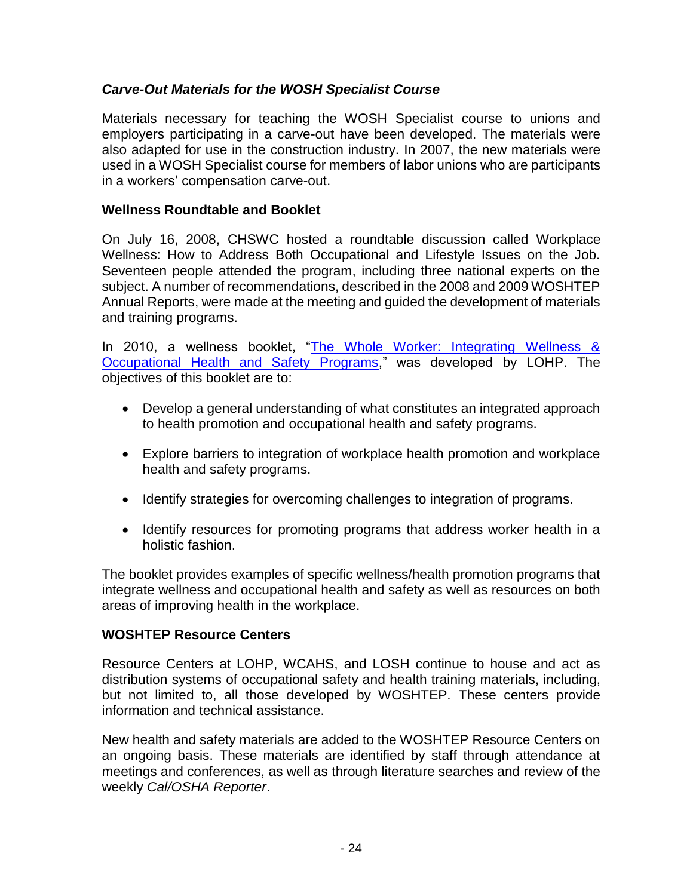### *Carve-Out Materials for the WOSH Specialist Course*

Materials necessary for teaching the WOSH Specialist course to unions and employers participating in a carve-out have been developed. The materials were also adapted for use in the construction industry. In 2007, the new materials were used in a WOSH Specialist course for members of labor unions who are participants in a workers' compensation carve-out.

### **Wellness Roundtable and Booklet**

On July 16, 2008, CHSWC hosted a roundtable discussion called Workplace Wellness: How to Address Both Occupational and Lifestyle Issues on the Job. Seventeen people attended the program, including three national experts on the subject. A number of recommendations, described in the 2008 and 2009 WOSHTEP Annual Reports, were made at the meeting and guided the development of materials and training programs.

In 2010, a wellness booklet, "The Whole Worker: Integrating Wellness & Occupational Health and Safety Programs," was developed by LOHP. The objectives of this booklet are to:

- Develop a general understanding of what constitutes an integrated approach to health promotion and occupational health and safety programs.
- Explore barriers to integration of workplace health promotion and workplace health and safety programs.
- Identify strategies for overcoming challenges to integration of programs.
- Identify resources for promoting programs that address worker health in a holistic fashion.

The booklet provides examples of specific wellness/health promotion programs that integrate wellness and occupational health and safety as well as resources on both areas of improving health in the workplace.

### **WOSHTEP Resource Centers**

Resource Centers at LOHP, WCAHS, and LOSH continue to house and act as distribution systems of occupational safety and health training materials, including, but not limited to, all those developed by WOSHTEP. These centers provide information and technical assistance.

New health and safety materials are added to the WOSHTEP Resource Centers on an ongoing basis. These materials are identified by staff through attendance at meetings and conferences, as well as through literature searches and review of the weekly *Cal/OSHA Reporter*.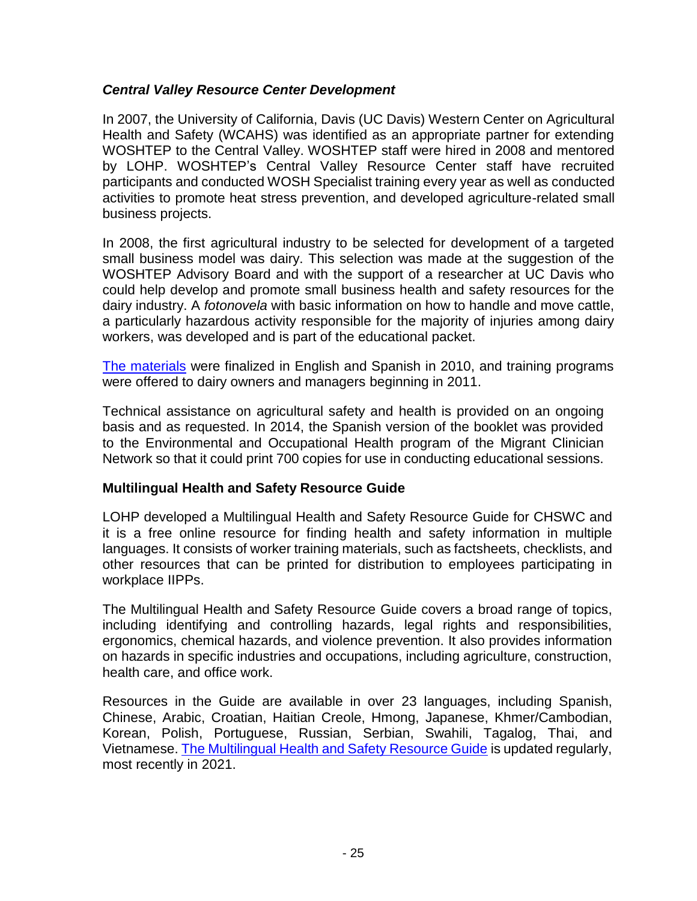### *Central Valley Resource Center Development*

In 2007, the University of California, Davis (UC Davis) Western Center on Agricultural Health and Safety (WCAHS) was identified as an appropriate partner for extending WOSHTEP to the Central Valley. WOSHTEP staff were hired in 2008 and mentored by LOHP. WOSHTEP's Central Valley Resource Center staff have recruited participants and conducted WOSH Specialist training every year as well as conducted activities to promote heat stress prevention, and developed agriculture-related small business projects.

In 2008, the first agricultural industry to be selected for development of a targeted small business model was dairy. This selection was made at the suggestion of the WOSHTEP Advisory Board and with the support of a researcher at UC Davis who could help develop and promote small business health and safety resources for the dairy industry. A *fotonovela* with basic information on how to handle and move cattle, a particularly hazardous activity responsible for the majority of injuries among dairy workers, was developed and is part of the educational packet.

The materials were finalized in English and Spanish in 2010, and training programs were offered to dairy owners and managers beginning in 2011.

Technical assistance on agricultural safety and health is provided on an ongoing basis and as requested. In 2014, the Spanish version of the booklet was provided to the Environmental and Occupational Health program of the Migrant Clinician Network so that it could print 700 copies for use in conducting educational sessions.

### **Multilingual Health and Safety Resource Guide**

LOHP developed a Multilingual Health and Safety Resource Guide for CHSWC and it is a free online resource for finding health and safety information in multiple languages. It consists of worker training materials, such as factsheets, checklists, and other resources that can be printed for distribution to employees participating in workplace IIPPs.

The Multilingual Health and Safety Resource Guide covers a broad range of topics, including identifying and controlling hazards, legal rights and responsibilities, ergonomics, chemical hazards, and violence prevention. It also provides information on hazards in specific industries and occupations, including agriculture, construction, health care, and office work.

Resources in the Guide are available in over 23 languages, including Spanish, Chinese, Arabic, Croatian, Haitian Creole, Hmong, Japanese, Khmer/Cambodian, Korean, Polish, Portuguese, Russian, Serbian, Swahili, Tagalog, Thai, and Vietnamese. The Multilingual Health and Safety Resource Guide is updated regularly, most recently in 2021.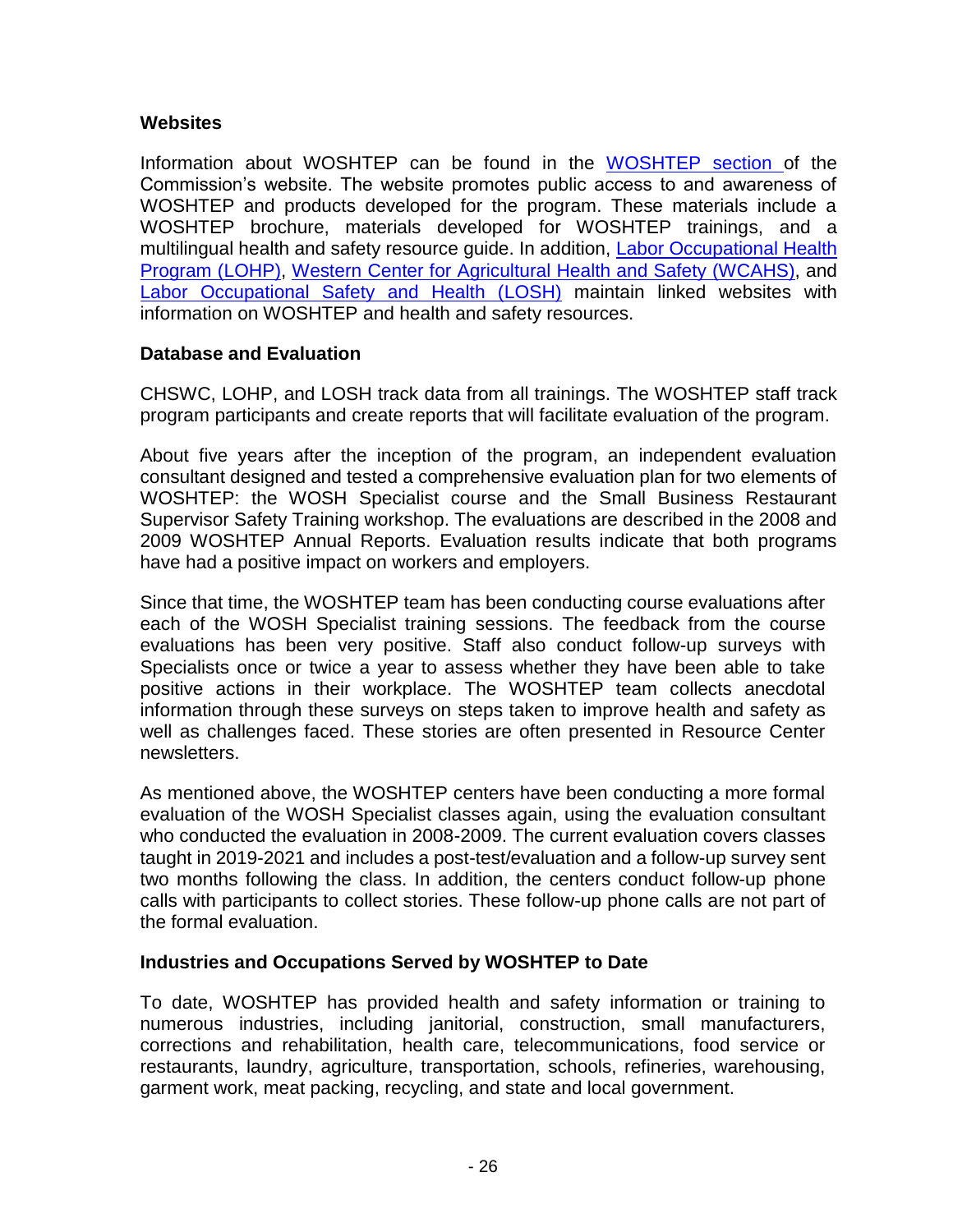### Websites

Information about WOSHTEP can be found in the WOSHTEP section of the Commission's website. The website promotes public access to and awareness of WOSHTEP and products developed for the program. These materials include a WOSHTEP brochure, materials developed for WOSHTEP trainings, and a multilingual health and safety resource guide. In addition, Labor Occupational Health Program (LOHP), Western Center for Agricultural Health and Safety (WCAHS), and Labor Occupational Safety and Health (LOSH) maintain linked websites with information on WOSHTEP and health and safety resources.

### Database and Evaluation

CHSWC, LOHP, and LOSH track data from all trainings. The WOSHTEP staff track program participants and create reports that will facilitate evaluation of the program.

About five years after the inception of the program, an independent evaluation consultant designed and tested a comprehensive evaluation plan for two elements of WOSHTEP: the WOSH Specialist course and the Small Business Restaurant Supervisor Safety Training workshop. The evaluations are described in the 2008 and 2009 WOSHTEP Annual Reports. Evaluation results indicate that both programs have had a positive impact on workers and employers.

Since that time, the WOSHTEP team has been conducting course evaluations after each of the WOSH Specialist training sessions. The feedback from the course evaluations has been very positive. Staff also conduct follow-up surveys with Specialists once or twice a year to assess whether they have been able to take positive actions in their workplace. The WOSHTEP team collects anecdotal information through these surveys on steps taken to improve health and safety as well as challenges faced. These stories are often presented in Resource Center newsletters.

As mentioned above, the WOSHTEP centers have been conducting a more formal evaluation of the WOSH Specialist classes again, using the evaluation consultant who conducted the evaluation in 2008-2009. The current evaluation covers classes taught in 2019-2021 and includes a post-test/evaluation and a follow-up survey sent two months following the class. In addition, the centers conduct follow-up phone calls with participants to collect stories. These follow-up phone calls are not part of the formal evaluation.

### Industries and Occupations Served by WOSHTEP to Date

To date, WOSHTEP has provided health and safety information or training to numerous industries, including janitorial, construction, small manufacturers, corrections and rehabilitation, health care, telecommunications, food service or restaurants, laundry, agriculture, transportation, schools, refineries, warehousing, garment work, meat packing, recycling, and state and local government.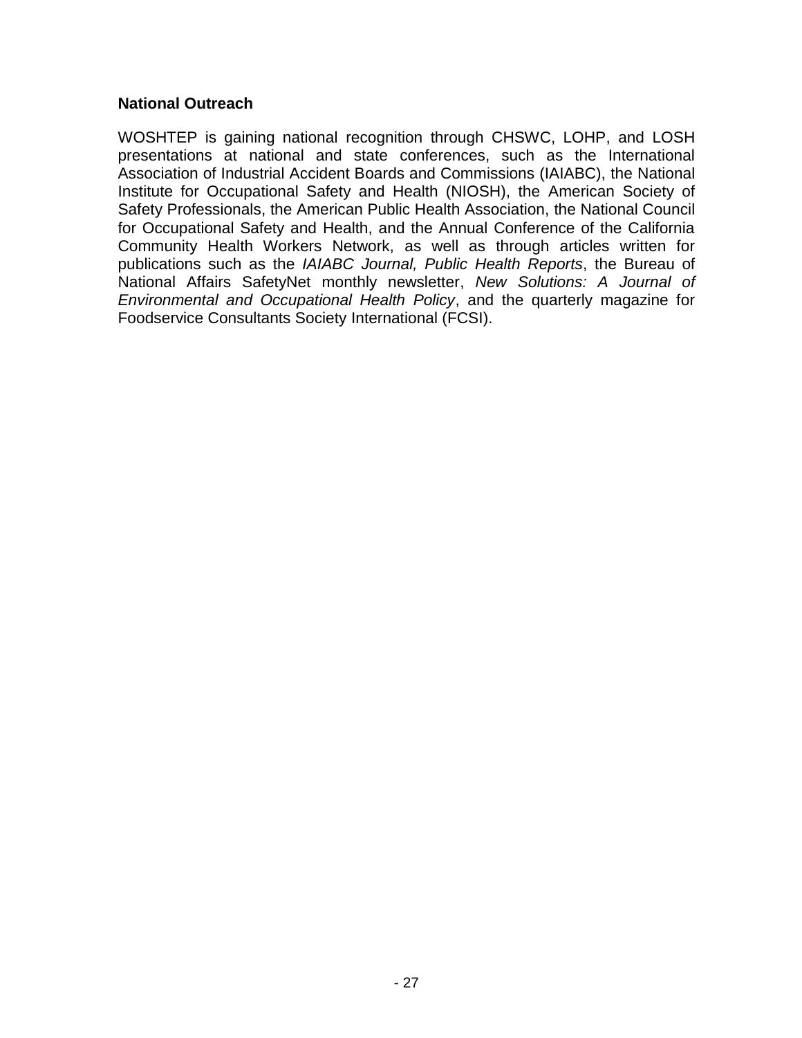**National Outreach**

WOSHTEP is gaining national recognition through CHSWC, LOHP, and LOSH presentations at national and state conferences, such as the International Association of Industrial Accident Boards and Commissions (IAIABC), the National Institute for Occupational Safety and Health (NIOSH), the American Society of Safety Professionals, the American Public Health Association, the National Council for Occupational Safety and Health, and the Annual Conference of the California Community Health Workers Network, as well as through articles written for publications such as the *IAIABC Journal, Public Health Reports*, the Bureau of National Affairs SafetyNet monthly newsletter, *New Solutions: A Journal of Environmental and Occupational Health Policy*, and the quarterly magazine for Foodservice Consultants Society International (FCSI).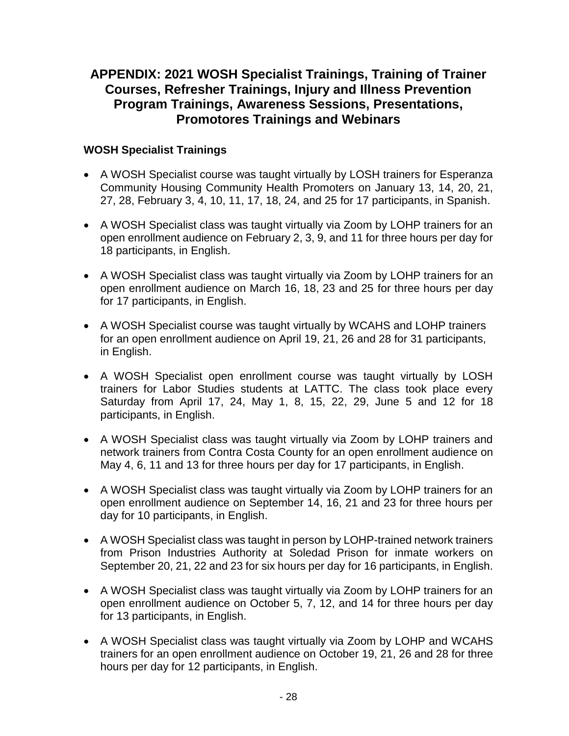# APPENDIX: 2021 WOSH Specialist Trainings, Training of Trainer Courses, Refresher Trainings, Injury and Illness Prevention Program Trainings, Awareness Sessions, Presentations, Promotores Trainings and Webinars

### WOSH Specialist Trainings

- A WOSH Specialist course was taught virtually by LOSH trainers for Esperanza Community Housing Community Health Promoters on January 13, 14, 20, 21, 27, 28, February 3, 4, 10, 11, 17, 18, 24, and 25 for 17 participants, in Spanish.
- A WOSH Specialist class was taught virtually via Zoom by LOHP trainers for an open enrollment audience on February 2, 3, 9, and 11 for three hours per day for 18 participants, in English.
- A WOSH Specialist class was taught virtually via Zoom by LOHP trainers for an open enrollment audience on March 16, 18, 23 and 25 for three hours per day for 17 participants, in English.
- A WOSH Specialist course was taught virtually by WCAHS and LOHP trainers for an open enrollment audience on April 19, 21, 26 and 28 for 31 participants, in English.
- A WOSH Specialist open enrollment course was taught virtually by LOSH trainers for Labor Studies students at LATTC. The class took place every Saturday from April 17, 24, May 1, 8, 15, 22, 29, June 5 and 12 for 18 participants, in English.
- A WOSH Specialist class was taught virtually via Zoom by LOHP trainers and network trainers from Contra Costa County for an open enrollment audience on May 4, 6, 11 and 13 for three hours per day for 17 participants, in English.
- A WOSH Specialist class was taught virtually via Zoom by LOHP trainers for an open enrollment audience on September 14, 16, 21 and 23 for three hours per day for 10 participants, in English.
- A WOSH Specialist class was taught in person by LOHP-trained network trainers from Prison Industries Authority at Soledad Prison for inmate workers on September 20, 21, 22 and 23 for six hours per day for 16 participants, in English.
- A WOSH Specialist class was taught virtually via Zoom by LOHP trainers for an open enrollment audience on October 5, 7, 12, and 14 for three hours per day for 13 participants, in English.
- A WOSH Specialist class was taught virtually via Zoom by LOHP and WCAHS trainers for an open enrollment audience on October 19, 21, 26 and 28 for three hours per day for 12 participants, in English.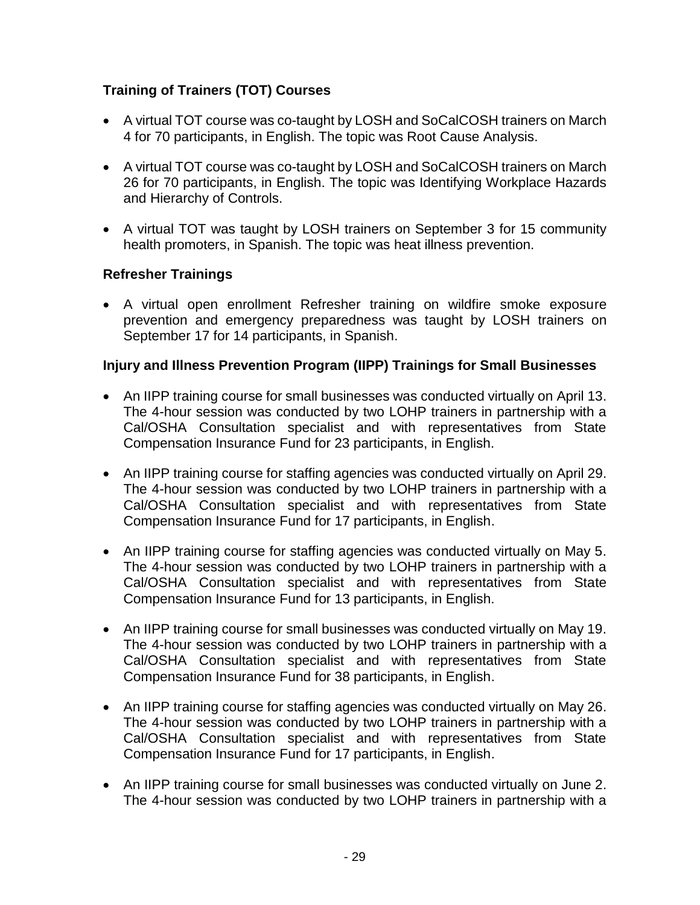### Training of Trainers (TOT) Courses

- A virtual TOT course was co-taught by LOSH and SoCalCOSH trainers on March 4 for 70 participants, in English. The topic was Root Cause Analysis.

- A virtual TOT course was co-taught by LOSH and SoCalCOSH trainers on March 26 for 70 participants, in English. The topic was Identifying Workplace Hazards and Hierarchy of Controls.

- A virtual TOT was taught by LOSH trainers on September 3 for 15 community health promoters, in Spanish. The topic was heat illness prevention.

### Refresher Trainings

- A virtual open enrollment Refresher training on wildfire smoke exposure prevention and emergency preparedness was taught by LOSH trainers on September 17 for 14 participants, in Spanish.

### Injury and Illness Prevention Program (IIPP) Trainings for Small Businesses

- An IIPP training course for small businesses was conducted virtually on April 13. The 4-hour session was conducted by two LOHP trainers in partnership with a Cal/OSHA Consultation specialist and with representatives from State Compensation Insurance Fund for 23 participants, in English.

- An IIPP training course for staffing agencies was conducted virtually on April 29. The 4-hour session was conducted by two LOHP trainers in partnership with a Cal/OSHA Consultation specialist and with representatives from State Compensation Insurance Fund for 17 participants, in English.

- An IIPP training course for staffing agencies was conducted virtually on May 5. The 4-hour session was conducted by two LOHP trainers in partnership with a Cal/OSHA Consultation specialist and with representatives from State Compensation Insurance Fund for 13 participants, in English.

- An IIPP training course for small businesses was conducted virtually on May 19. The 4-hour session was conducted by two LOHP trainers in partnership with a Cal/OSHA Consultation specialist and with representatives from State Compensation Insurance Fund for 38 participants, in English.

- An IIPP training course for staffing agencies was conducted virtually on May 26. The 4-hour session was conducted by two LOHP trainers in partnership with a Cal/OSHA Consultation specialist and with representatives from State Compensation Insurance Fund for 17 participants, in English.

- An IIPP training course for small businesses was conducted virtually on June 2. The 4-hour session was conducted by two LOHP trainers in partnership with a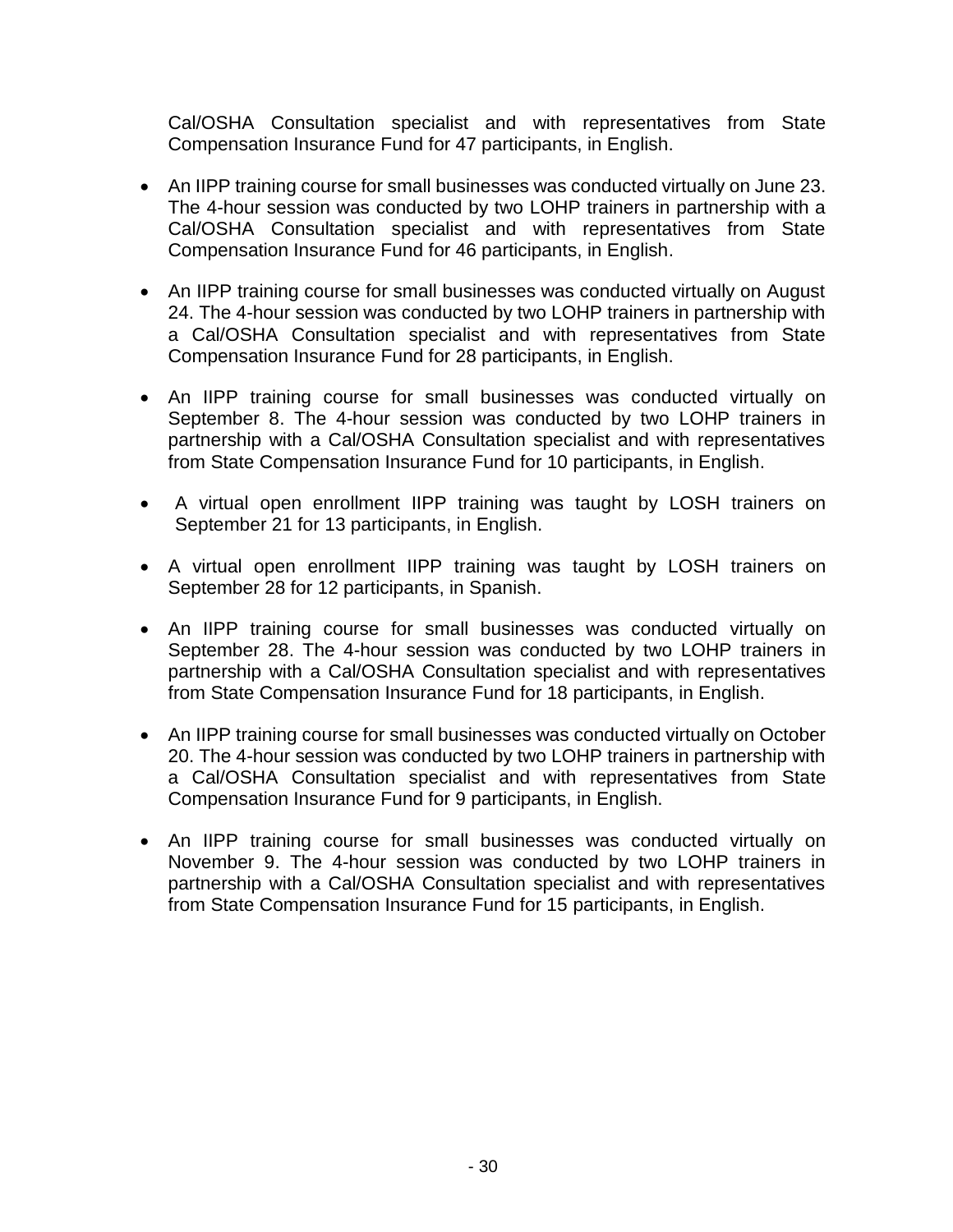Cal/OSHA Consultation specialist and with representatives from State Compensation Insurance Fund for 47 participants, in English.

- An IIPP training course for small businesses was conducted virtually on June 23. The 4-hour session was conducted by two LOHP trainers in partnership with a Cal/OSHA Consultation specialist and with representatives from State Compensation Insurance Fund for 46 participants, in English.

- An IIPP training course for small businesses was conducted virtually on August 24. The 4-hour session was conducted by two LOHP trainers in partnership with a Cal/OSHA Consultation specialist and with representatives from State Compensation Insurance Fund for 28 participants, in English.

- An IIPP training course for small businesses was conducted virtually on September 8. The 4-hour session was conducted by two LOHP trainers in partnership with a Cal/OSHA Consultation specialist and with representatives from State Compensation Insurance Fund for 10 participants, in English.

- A virtual open enrollment IIPP training was taught by LOSH trainers on September 21 for 13 participants, in English.

- A virtual open enrollment IIPP training was taught by LOSH trainers on September 28 for 12 participants, in Spanish.

- An IIPP training course for small businesses was conducted virtually on September 28. The 4-hour session was conducted by two LOHP trainers in partnership with a Cal/OSHA Consultation specialist and with representatives from State Compensation Insurance Fund for 18 participants, in English.

- An IIPP training course for small businesses was conducted virtually on October 20. The 4-hour session was conducted by two LOHP trainers in partnership with a Cal/OSHA Consultation specialist and with representatives from State Compensation Insurance Fund for 9 participants, in English.

- An IIPP training course for small businesses was conducted virtually on November 9. The 4-hour session was conducted by two LOHP trainers in partnership with a Cal/OSHA Consultation specialist and with representatives from State Compensation Insurance Fund for 15 participants, in English.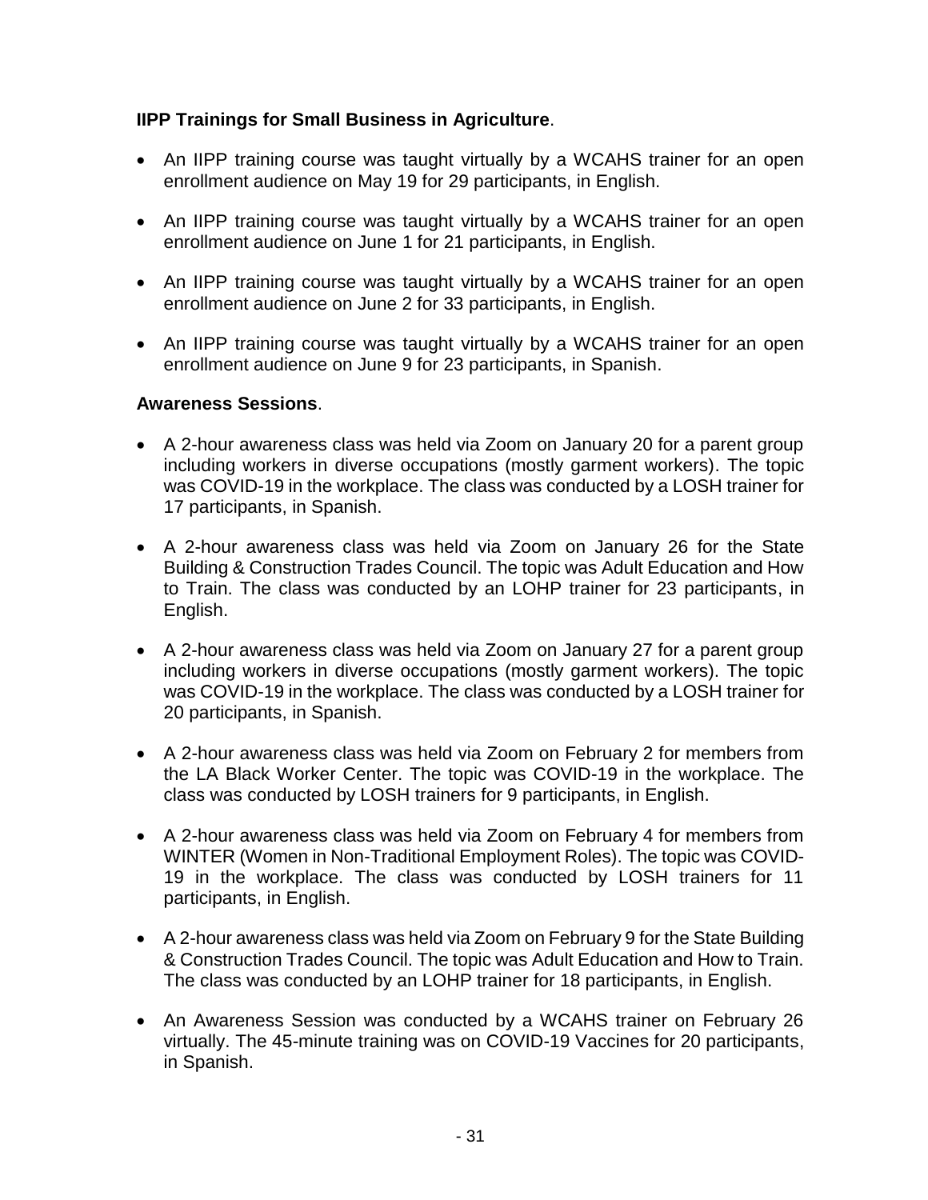**IIPP Trainings for Small Business in Agriculture**.

- An IIPP training course was taught virtually by a WCAHS trainer for an open enrollment audience on May 19 for 29 participants, in English.
- An IIPP training course was taught virtually by a WCAHS trainer for an open enrollment audience on June 1 for 21 participants, in English.
- An IIPP training course was taught virtually by a WCAHS trainer for an open enrollment audience on June 2 for 33 participants, in English.
- An IIPP training course was taught virtually by a WCAHS trainer for an open enrollment audience on June 9 for 23 participants, in Spanish.

**Awareness Sessions**.

- A 2-hour awareness class was held via Zoom on January 20 for a parent group including workers in diverse occupations (mostly garment workers). The topic was COVID-19 in the workplace. The class was conducted by a LOSH trainer for 17 participants, in Spanish.
- A 2-hour awareness class was held via Zoom on January 26 for the State Building & Construction Trades Council. The topic was Adult Education and How to Train. The class was conducted by an LOHP trainer for 23 participants, in English.
- A 2-hour awareness class was held via Zoom on January 27 for a parent group including workers in diverse occupations (mostly garment workers). The topic was COVID-19 in the workplace. The class was conducted by a LOSH trainer for 20 participants, in Spanish.
- A 2-hour awareness class was held via Zoom on February 2 for members from the LA Black Worker Center. The topic was COVID-19 in the workplace. The class was conducted by LOSH trainers for 9 participants, in English.
- A 2-hour awareness class was held via Zoom on February 4 for members from WINTER (Women in Non-Traditional Employment Roles). The topic was COVID-19 in the workplace. The class was conducted by LOSH trainers for 11 participants, in English.
- A 2-hour awareness class was held via Zoom on February 9 for the State Building & Construction Trades Council. The topic was Adult Education and How to Train. The class was conducted by an LOHP trainer for 18 participants, in English.
- An Awareness Session was conducted by a WCAHS trainer on February 26 virtually. The 45-minute training was on COVID-19 Vaccines for 20 participants, in Spanish.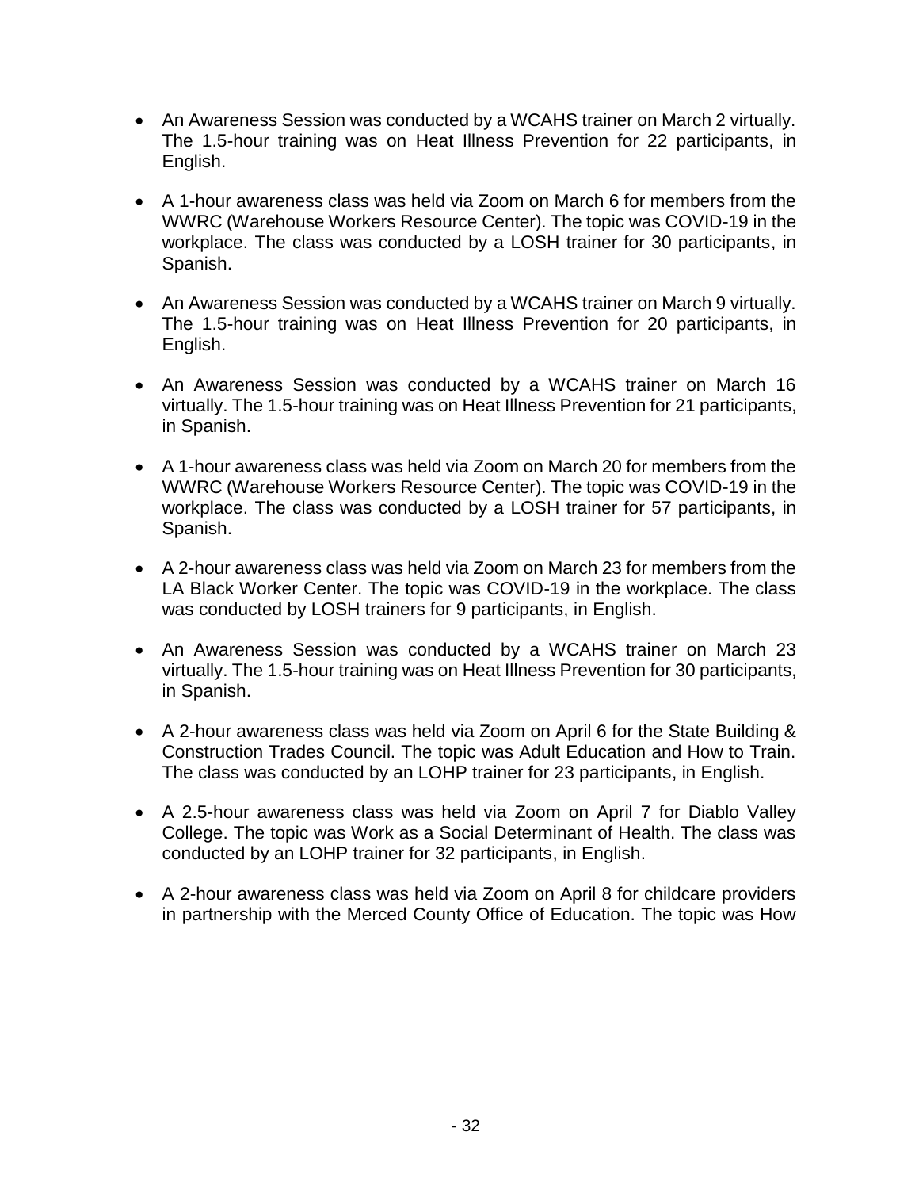- An Awareness Session was conducted by a WCAHS trainer on March 2 virtually. The 1.5-hour training was on Heat Illness Prevention for 22 participants, in English.

- A 1-hour awareness class was held via Zoom on March 6 for members from the WWRC (Warehouse Workers Resource Center). The topic was COVID-19 in the workplace. The class was conducted by a LOSH trainer for 30 participants, in Spanish.

- An Awareness Session was conducted by a WCAHS trainer on March 9 virtually. The 1.5-hour training was on Heat Illness Prevention for 20 participants, in English.

- An Awareness Session was conducted by a WCAHS trainer on March 16 virtually. The 1.5-hour training was on Heat Illness Prevention for 21 participants, in Spanish.

- A 1-hour awareness class was held via Zoom on March 20 for members from the WWRC (Warehouse Workers Resource Center). The topic was COVID-19 in the workplace. The class was conducted by a LOSH trainer for 57 participants, in Spanish.

- A 2-hour awareness class was held via Zoom on March 23 for members from the LA Black Worker Center. The topic was COVID-19 in the workplace. The class was conducted by LOSH trainers for 9 participants, in English.

- An Awareness Session was conducted by a WCAHS trainer on March 23 virtually. The 1.5-hour training was on Heat Illness Prevention for 30 participants, in Spanish.

- A 2-hour awareness class was held via Zoom on April 6 for the State Building & Construction Trades Council. The topic was Adult Education and How to Train. The class was conducted by an LOHP trainer for 23 participants, in English.

- A 2.5-hour awareness class was held via Zoom on April 7 for Diablo Valley College. The topic was Work as a Social Determinant of Health. The class was conducted by an LOHP trainer for 32 participants, in English.

- A 2-hour awareness class was held via Zoom on April 8 for childcare providers in partnership with the Merced County Office of Education. The topic was How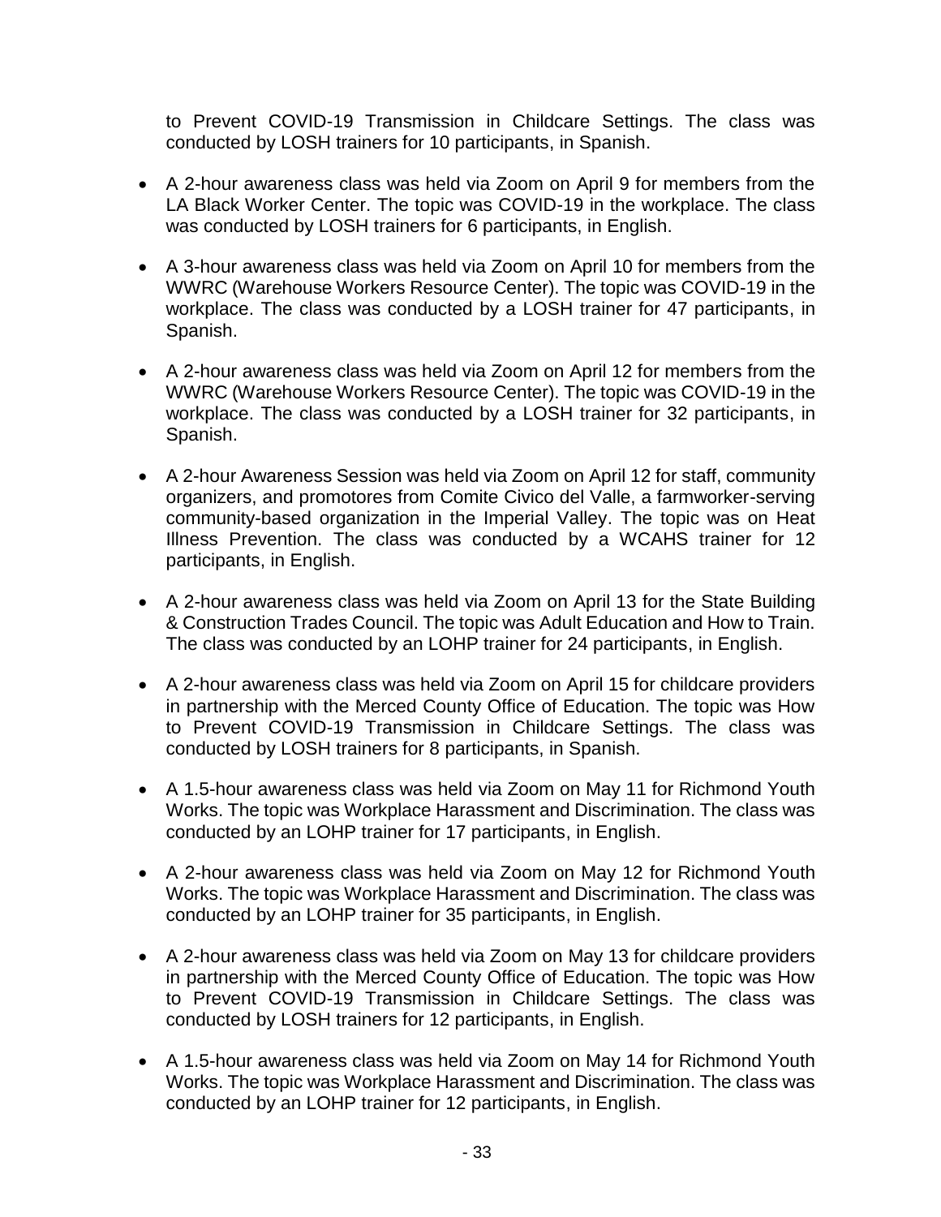to Prevent COVID-19 Transmission in Childcare Settings. The class was conducted by LOSH trainers for 10 participants, in Spanish.

- A 2-hour awareness class was held via Zoom on April 9 for members from the LA Black Worker Center. The topic was COVID-19 in the workplace. The class was conducted by LOSH trainers for 6 participants, in English.
- A 3-hour awareness class was held via Zoom on April 10 for members from the WWRC (Warehouse Workers Resource Center). The topic was COVID-19 in the workplace. The class was conducted by a LOSH trainer for 47 participants, in Spanish.
- A 2-hour awareness class was held via Zoom on April 12 for members from the WWRC (Warehouse Workers Resource Center). The topic was COVID-19 in the workplace. The class was conducted by a LOSH trainer for 32 participants, in Spanish.
- A 2-hour Awareness Session was held via Zoom on April 12 for staff, community organizers, and promotores from Comite Civico del Valle, a farmworker-serving community-based organization in the Imperial Valley. The topic was on Heat Illness Prevention. The class was conducted by a WCAHS trainer for 12 participants, in English.
- A 2-hour awareness class was held via Zoom on April 13 for the State Building & Construction Trades Council. The topic was Adult Education and How to Train. The class was conducted by an LOHP trainer for 24 participants, in English.
- A 2-hour awareness class was held via Zoom on April 15 for childcare providers in partnership with the Merced County Office of Education. The topic was How to Prevent COVID-19 Transmission in Childcare Settings. The class was conducted by LOSH trainers for 8 participants, in Spanish.
- A 1.5-hour awareness class was held via Zoom on May 11 for Richmond Youth Works. The topic was Workplace Harassment and Discrimination. The class was conducted by an LOHP trainer for 17 participants, in English.
- A 2-hour awareness class was held via Zoom on May 12 for Richmond Youth Works. The topic was Workplace Harassment and Discrimination. The class was conducted by an LOHP trainer for 35 participants, in English.
- A 2-hour awareness class was held via Zoom on May 13 for childcare providers in partnership with the Merced County Office of Education. The topic was How to Prevent COVID-19 Transmission in Childcare Settings. The class was conducted by LOSH trainers for 12 participants, in English.
- A 1.5-hour awareness class was held via Zoom on May 14 for Richmond Youth Works. The topic was Workplace Harassment and Discrimination. The class was conducted by an LOHP trainer for 12 participants, in English.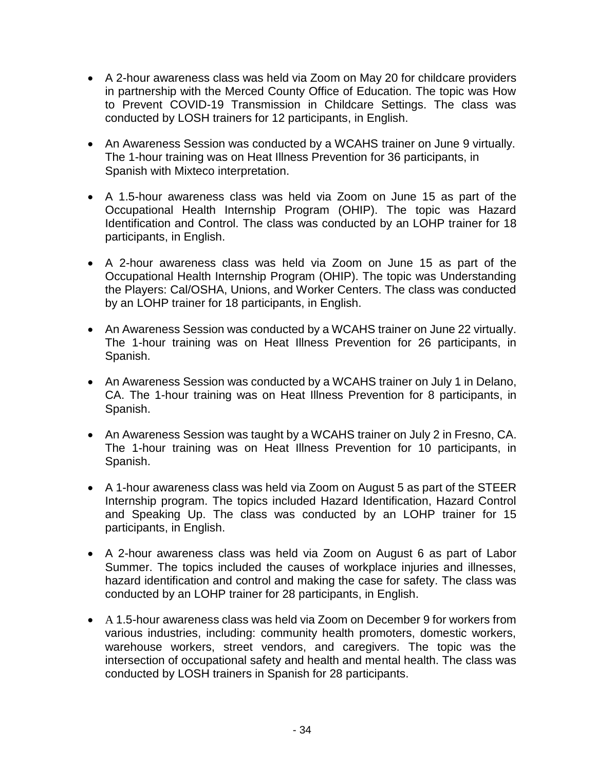- A 2-hour awareness class was held via Zoom on May 20 for childcare providers in partnership with the Merced County Office of Education. The topic was How to Prevent COVID-19 Transmission in Childcare Settings. The class was conducted by LOSH trainers for 12 participants, in English.

- An Awareness Session was conducted by a WCAHS trainer on June 9 virtually. The 1-hour training was on Heat Illness Prevention for 36 participants, in Spanish with Mixteco interpretation.

- A 1.5-hour awareness class was held via Zoom on June 15 as part of the Occupational Health Internship Program (OHIP). The topic was Hazard Identification and Control. The class was conducted by an LOHP trainer for 18 participants, in English.

- A 2-hour awareness class was held via Zoom on June 15 as part of the Occupational Health Internship Program (OHIP). The topic was Understanding the Players: Cal/OSHA, Unions, and Worker Centers. The class was conducted by an LOHP trainer for 18 participants, in English.

- An Awareness Session was conducted by a WCAHS trainer on June 22 virtually. The 1-hour training was on Heat Illness Prevention for 26 participants, in Spanish.

- An Awareness Session was conducted by a WCAHS trainer on July 1 in Delano, CA. The 1-hour training was on Heat Illness Prevention for 8 participants, in Spanish.

- An Awareness Session was taught by a WCAHS trainer on July 2 in Fresno, CA. The 1-hour training was on Heat Illness Prevention for 10 participants, in Spanish.

- A 1-hour awareness class was held via Zoom on August 5 as part of the STEER Internship program. The topics included Hazard Identification, Hazard Control and Speaking Up. The class was conducted by an LOHP trainer for 15 participants, in English.

- A 2-hour awareness class was held via Zoom on August 6 as part of Labor Summer. The topics included the causes of workplace injuries and illnesses, hazard identification and control and making the case for safety. The class was conducted by an LOHP trainer for 28 participants, in English.

- A 1.5-hour awareness class was held via Zoom on December 9 for workers from various industries, including: community health promoters, domestic workers, warehouse workers, street vendors, and caregivers. The topic was the intersection of occupational safety and health and mental health. The class was conducted by LOSH trainers in Spanish for 28 participants.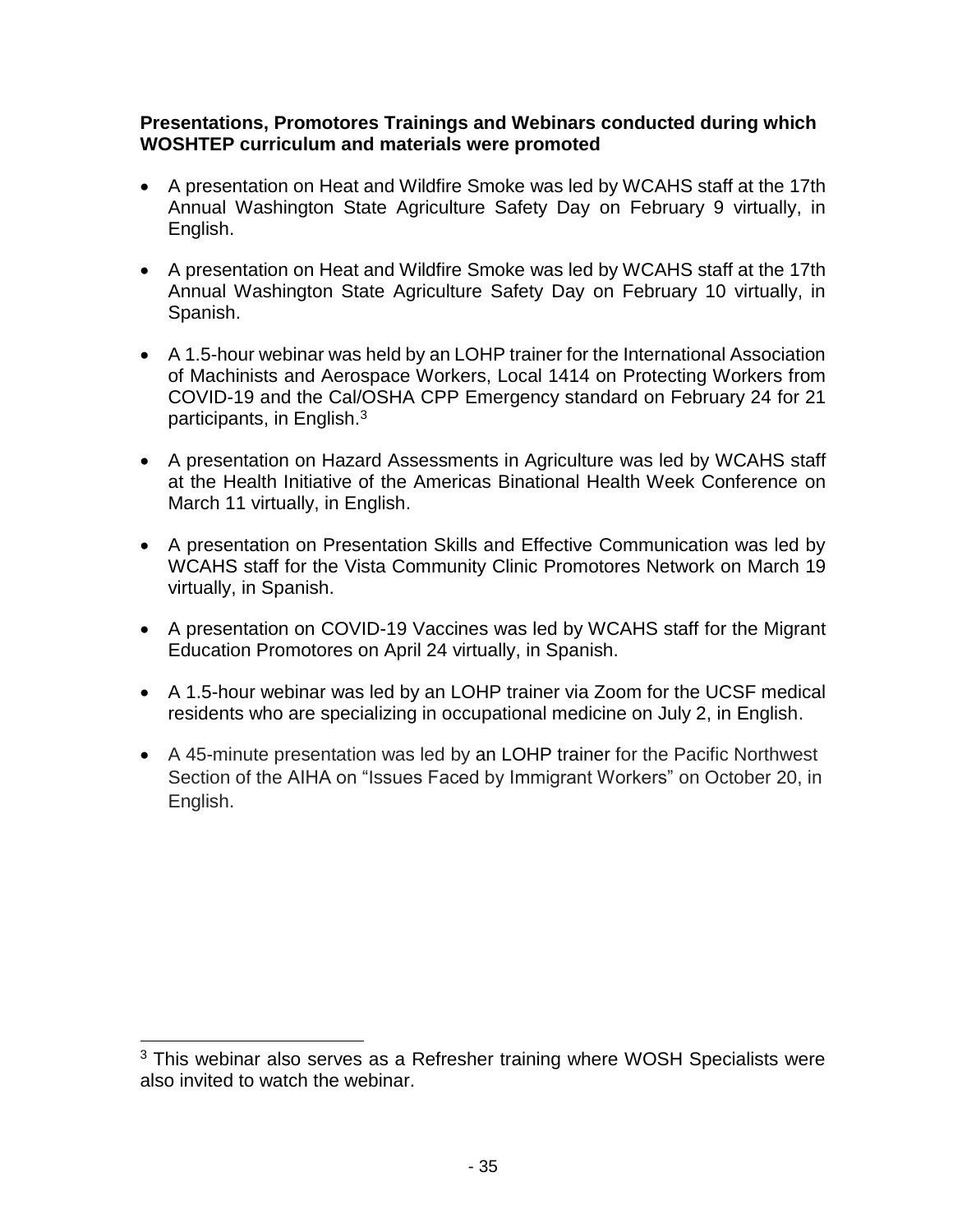**Presentations, Promotores Trainings and Webinars conducted during which WOSHTEP curriculum and materials were promoted**

- A presentation on Heat and Wildfire Smoke was led by WCAHS staff at the 17th Annual Washington State Agriculture Safety Day on February 9 virtually, in English.
- A presentation on Heat and Wildfire Smoke was led by WCAHS staff at the 17th Annual Washington State Agriculture Safety Day on February 10 virtually, in Spanish.
- A 1.5-hour webinar was held by an LOHP trainer for the International Association of Machinists and Aerospace Workers, Local 1414 on Protecting Workers from COVID-19 and the Cal/OSHA CPP Emergency standard on February 24 for 21 participants, in English.[3]
- A presentation on Hazard Assessments in Agriculture was led by WCAHS staff at the Health Initiative of the Americas Binational Health Week Conference on March 11 virtually, in English.
- A presentation on Presentation Skills and Effective Communication was led by WCAHS staff for the Vista Community Clinic Promotores Network on March 19 virtually, in Spanish.
- A presentation on COVID-19 Vaccines was led by WCAHS staff for the Migrant Education Promotores on April 24 virtually, in Spanish.
- A 1.5-hour webinar was led by an LOHP trainer via Zoom for the UCSF medical residents who are specializing in occupational medicine on July 2, in English.
- A 45-minute presentation was led by an LOHP trainer for the Pacific Northwest Section of the AIHA on "Issues Faced by Immigrant Workers" on October 20, in English.

[3] This webinar also serves as a Refresher training where WOSH Specialists were also invited to watch the webinar.